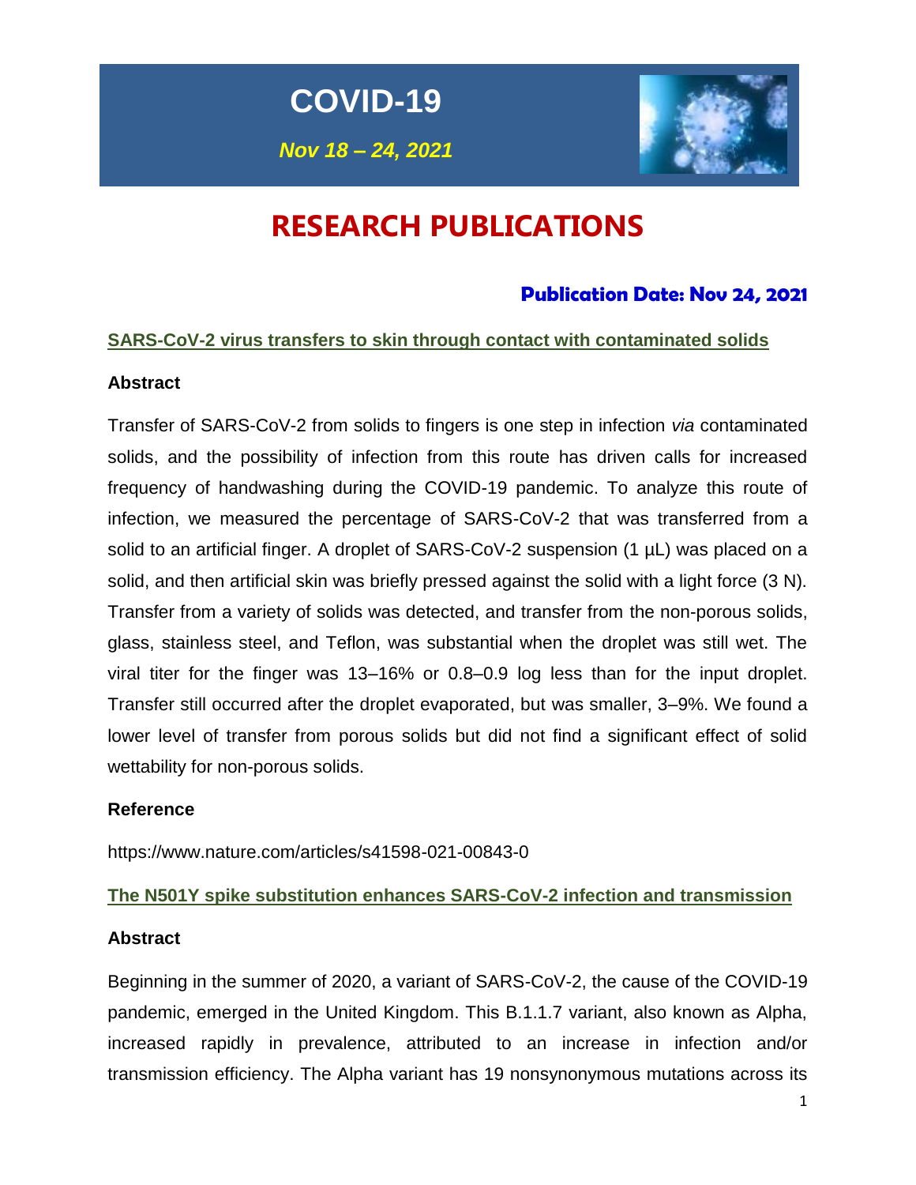# COVID-19

***Nov 18 – 24, 2021***

# RESEARCH PUBLICATIONS

### Publication Date: Nov 24, 2021

## SARS-CoV-2 virus transfers to skin through contact with contaminated solids

**Abstract**

Transfer of SARS-CoV-2 from solids to fingers is one step in infection *via* contaminated solids, and the possibility of infection from this route has driven calls for increased frequency of handwashing during the COVID-19 pandemic. To analyze this route of infection, we measured the percentage of SARS-CoV-2 that was transferred from a solid to an artificial finger. A droplet of SARS-CoV-2 suspension (1 µL) was placed on a solid, and then artificial skin was briefly pressed against the solid with a light force (3 N). Transfer from a variety of solids was detected, and transfer from the non-porous solids, glass, stainless steel, and Teflon, was substantial when the droplet was still wet. The viral titer for the finger was 13–16% or 0.8–0.9 log less than for the input droplet. Transfer still occurred after the droplet evaporated, but was smaller, 3–9%. We found a lower level of transfer from porous solids but did not find a significant effect of solid wettability for non-porous solids.

**Reference**

https://www.nature.com/articles/s41598-021-00843-0

## The N501Y spike substitution enhances SARS-CoV-2 infection and transmission

**Abstract**

Beginning in the summer of 2020, a variant of SARS-CoV-2, the cause of the COVID-19 pandemic, emerged in the United Kingdom. This B.1.1.7 variant, also known as Alpha, increased rapidly in prevalence, attributed to an increase in infection and/or transmission efficiency. The Alpha variant has 19 nonsynonymous mutations across its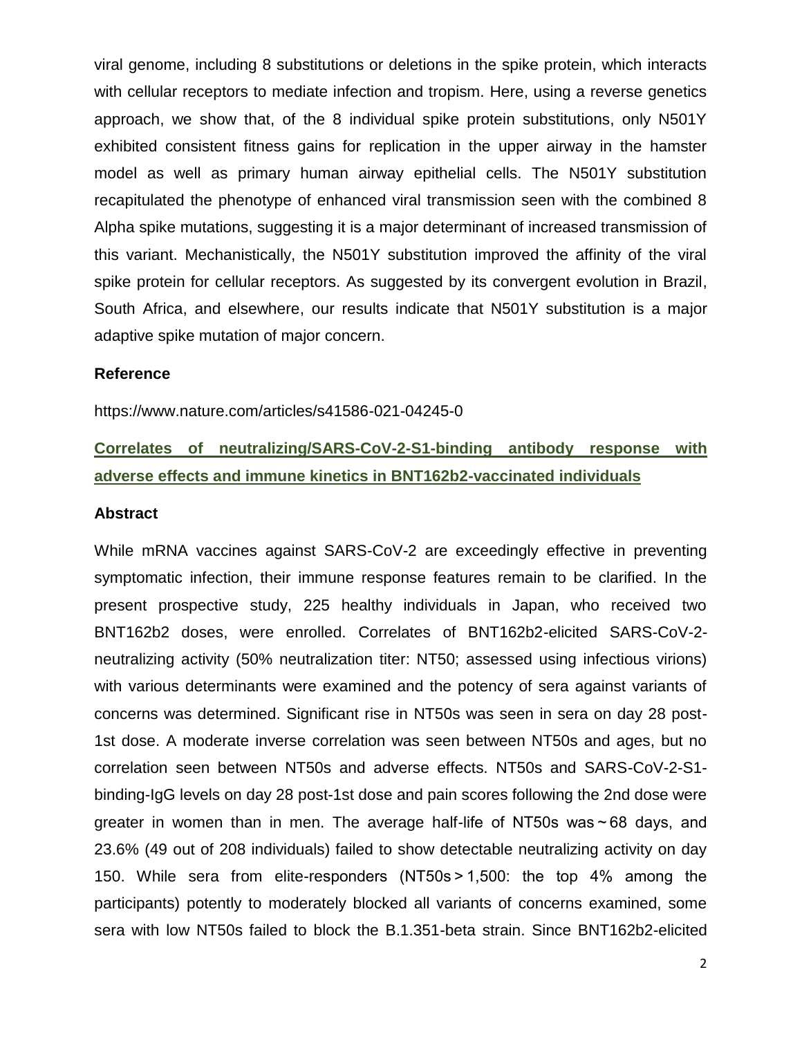viral genome, including 8 substitutions or deletions in the spike protein, which interacts with cellular receptors to mediate infection and tropism. Here, using a reverse genetics approach, we show that, of the 8 individual spike protein substitutions, only N501Y exhibited consistent fitness gains for replication in the upper airway in the hamster model as well as primary human airway epithelial cells. The N501Y substitution recapitulated the phenotype of enhanced viral transmission seen with the combined 8 Alpha spike mutations, suggesting it is a major determinant of increased transmission of this variant. Mechanistically, the N501Y substitution improved the affinity of the viral spike protein for cellular receptors. As suggested by its convergent evolution in Brazil, South Africa, and elsewhere, our results indicate that N501Y substitution is a major adaptive spike mutation of major concern.

### Reference

https://www.nature.com/articles/s41586-021-04245-0

## Correlates of neutralizing/SARS-CoV-2-S1-binding antibody response with adverse effects and immune kinetics in BNT162b2-vaccinated individuals

### Abstract

While mRNA vaccines against SARS-CoV-2 are exceedingly effective in preventing symptomatic infection, their immune response features remain to be clarified. In the present prospective study, 225 healthy individuals in Japan, who received two BNT162b2 doses, were enrolled. Correlates of BNT162b2-elicited SARS-CoV-2-neutralizing activity (50% neutralization titer: NT50; assessed using infectious virions) with various determinants were examined and the potency of sera against variants of concerns was determined. Significant rise in NT50s was seen in sera on day 28 post-1st dose. A moderate inverse correlation was seen between NT50s and ages, but no correlation seen between NT50s and adverse effects. NT50s and SARS-CoV-2-S1-binding-IgG levels on day 28 post-1st dose and pain scores following the 2nd dose were greater in women than in men. The average half-life of NT50s was ~ 68 days, and 23.6% (49 out of 208 individuals) failed to show detectable neutralizing activity on day 150. While sera from elite-responders (NT50s > 1,500: the top 4% among the participants) potently to moderately blocked all variants of concerns examined, some sera with low NT50s failed to block the B.1.351-beta strain. Since BNT162b2-elicited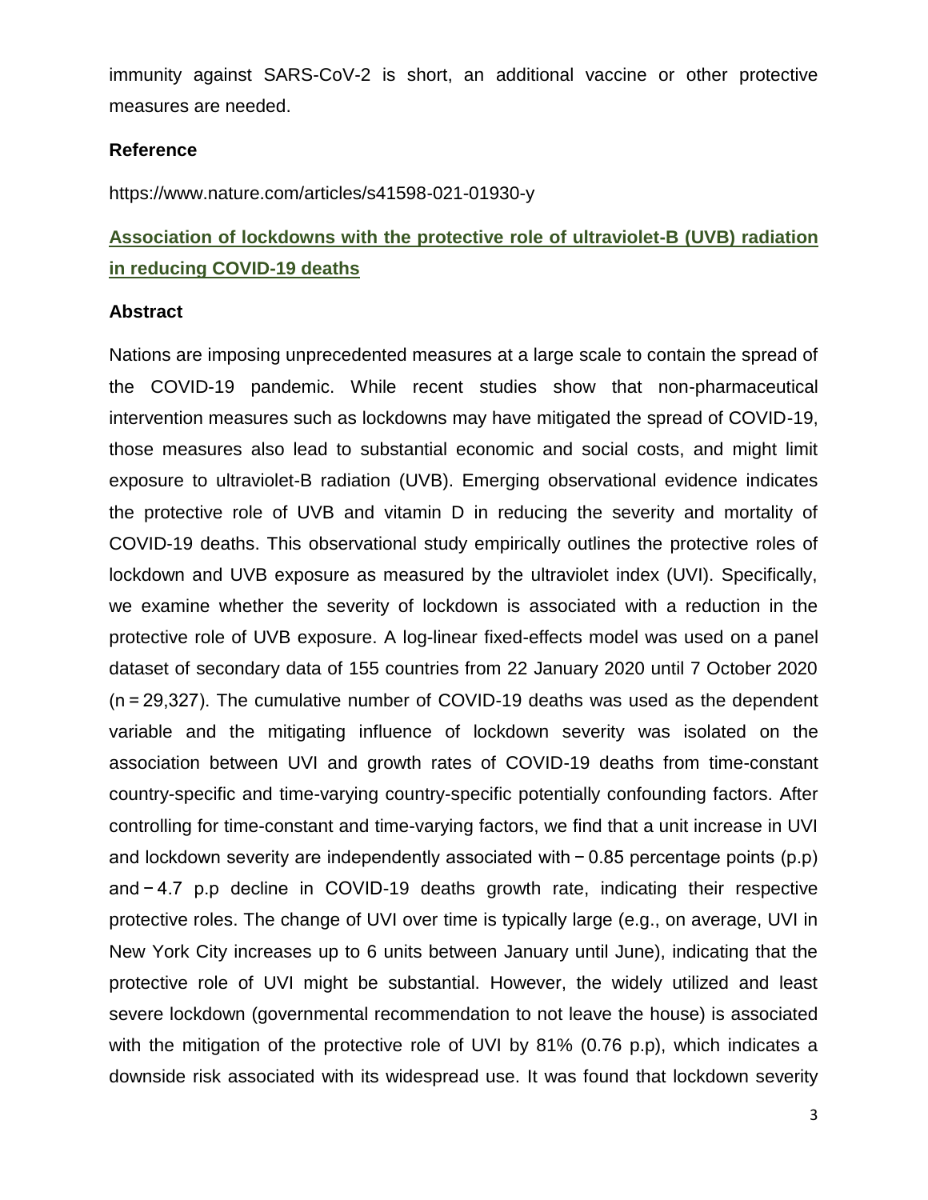immunity against SARS-CoV-2 is short, an additional vaccine or other protective measures are needed.

### Reference

https://www.nature.com/articles/s41598-021-01930-y

## Association of lockdowns with the protective role of ultraviolet-B (UVB) radiation in reducing COVID-19 deaths

### Abstract

Nations are imposing unprecedented measures at a large scale to contain the spread of the COVID-19 pandemic. While recent studies show that non-pharmaceutical intervention measures such as lockdowns may have mitigated the spread of COVID-19, those measures also lead to substantial economic and social costs, and might limit exposure to ultraviolet-B radiation (UVB). Emerging observational evidence indicates the protective role of UVB and vitamin D in reducing the severity and mortality of COVID-19 deaths. This observational study empirically outlines the protective roles of lockdown and UVB exposure as measured by the ultraviolet index (UVI). Specifically, we examine whether the severity of lockdown is associated with a reduction in the protective role of UVB exposure. A log-linear fixed-effects model was used on a panel dataset of secondary data of 155 countries from 22 January 2020 until 7 October 2020 (n = 29,327). The cumulative number of COVID-19 deaths was used as the dependent variable and the mitigating influence of lockdown severity was isolated on the association between UVI and growth rates of COVID-19 deaths from time-constant country-specific and time-varying country-specific potentially confounding factors. After controlling for time-constant and time-varying factors, we find that a unit increase in UVI and lockdown severity are independently associated with − 0.85 percentage points (p.p) and − 4.7 p.p decline in COVID-19 deaths growth rate, indicating their respective protective roles. The change of UVI over time is typically large (e.g., on average, UVI in New York City increases up to 6 units between January until June), indicating that the protective role of UVI might be substantial. However, the widely utilized and least severe lockdown (governmental recommendation to not leave the house) is associated with the mitigation of the protective role of UVI by 81% (0.76 p.p), which indicates a downside risk associated with its widespread use. It was found that lockdown severity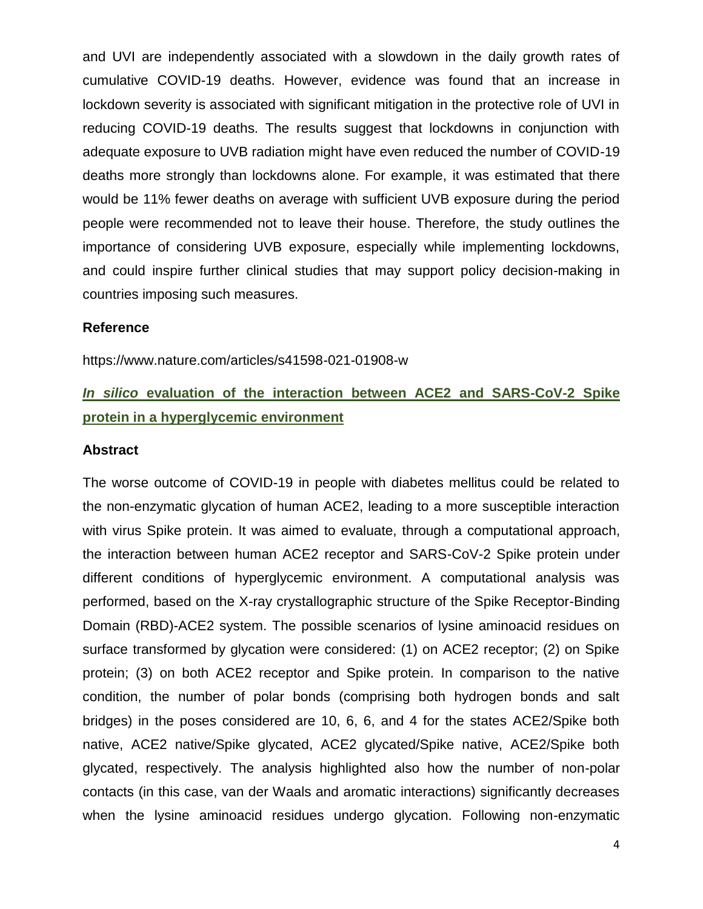and UVI are independently associated with a slowdown in the daily growth rates of cumulative COVID-19 deaths. However, evidence was found that an increase in lockdown severity is associated with significant mitigation in the protective role of UVI in reducing COVID-19 deaths. The results suggest that lockdowns in conjunction with adequate exposure to UVB radiation might have even reduced the number of COVID-19 deaths more strongly than lockdowns alone. For example, it was estimated that there would be 11% fewer deaths on average with sufficient UVB exposure during the period people were recommended not to leave their house. Therefore, the study outlines the importance of considering UVB exposure, especially while implementing lockdowns, and could inspire further clinical studies that may support policy decision-making in countries imposing such measures.

### Reference

https://www.nature.com/articles/s41598-021-01908-w

## *In silico* evaluation of the interaction between ACE2 and SARS-CoV-2 Spike protein in a hyperglycemic environment

### Abstract

The worse outcome of COVID-19 in people with diabetes mellitus could be related to the non-enzymatic glycation of human ACE2, leading to a more susceptible interaction with virus Spike protein. It was aimed to evaluate, through a computational approach, the interaction between human ACE2 receptor and SARS-CoV-2 Spike protein under different conditions of hyperglycemic environment. A computational analysis was performed, based on the X-ray crystallographic structure of the Spike Receptor-Binding Domain (RBD)-ACE2 system. The possible scenarios of lysine aminoacid residues on surface transformed by glycation were considered: (1) on ACE2 receptor; (2) on Spike protein; (3) on both ACE2 receptor and Spike protein. In comparison to the native condition, the number of polar bonds (comprising both hydrogen bonds and salt bridges) in the poses considered are 10, 6, 6, and 4 for the states ACE2/Spike both native, ACE2 native/Spike glycated, ACE2 glycated/Spike native, ACE2/Spike both glycated, respectively. The analysis highlighted also how the number of non-polar contacts (in this case, van der Waals and aromatic interactions) significantly decreases when the lysine aminoacid residues undergo glycation. Following non-enzymatic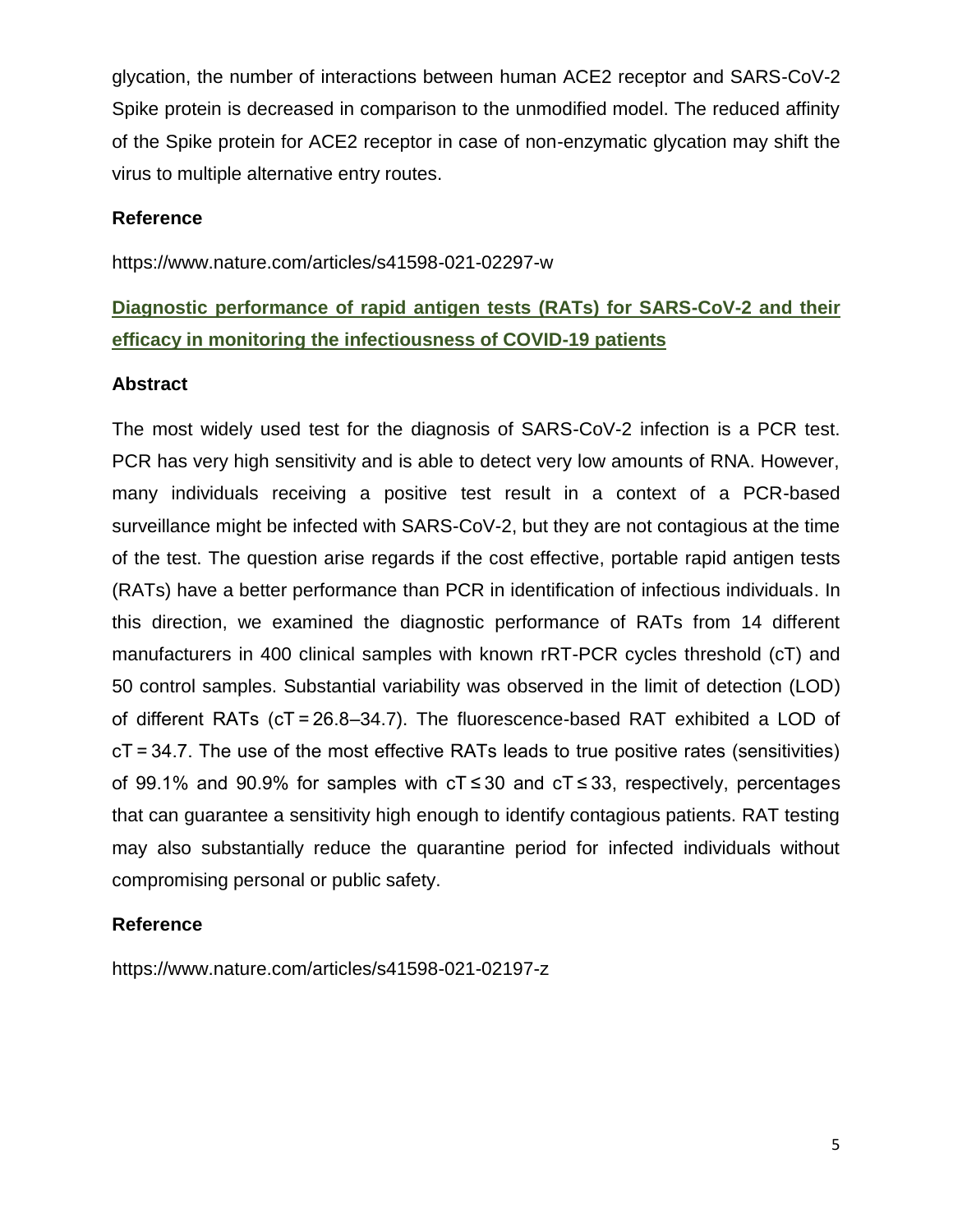glycation, the number of interactions between human ACE2 receptor and SARS-CoV-2 Spike protein is decreased in comparison to the unmodified model. The reduced affinity of the Spike protein for ACE2 receptor in case of non-enzymatic glycation may shift the virus to multiple alternative entry routes.

### Reference

https://www.nature.com/articles/s41598-021-02297-w

## Diagnostic performance of rapid antigen tests (RATs) for SARS-CoV-2 and their efficacy in monitoring the infectiousness of COVID-19 patients

### Abstract

The most widely used test for the diagnosis of SARS-CoV-2 infection is a PCR test. PCR has very high sensitivity and is able to detect very low amounts of RNA. However, many individuals receiving a positive test result in a context of a PCR-based surveillance might be infected with SARS-CoV-2, but they are not contagious at the time of the test. The question arise regards if the cost effective, portable rapid antigen tests (RATs) have a better performance than PCR in identification of infectious individuals. In this direction, we examined the diagnostic performance of RATs from 14 different manufacturers in 400 clinical samples with known rRT-PCR cycles threshold (cT) and 50 control samples. Substantial variability was observed in the limit of detection (LOD) of different RATs (cT = 26.8–34.7). The fluorescence-based RAT exhibited a LOD of cT = 34.7. The use of the most effective RATs leads to true positive rates (sensitivities) of 99.1% and 90.9% for samples with cT ≤ 30 and cT ≤ 33, respectively, percentages that can guarantee a sensitivity high enough to identify contagious patients. RAT testing may also substantially reduce the quarantine period for infected individuals without compromising personal or public safety.

### Reference

https://www.nature.com/articles/s41598-021-02197-z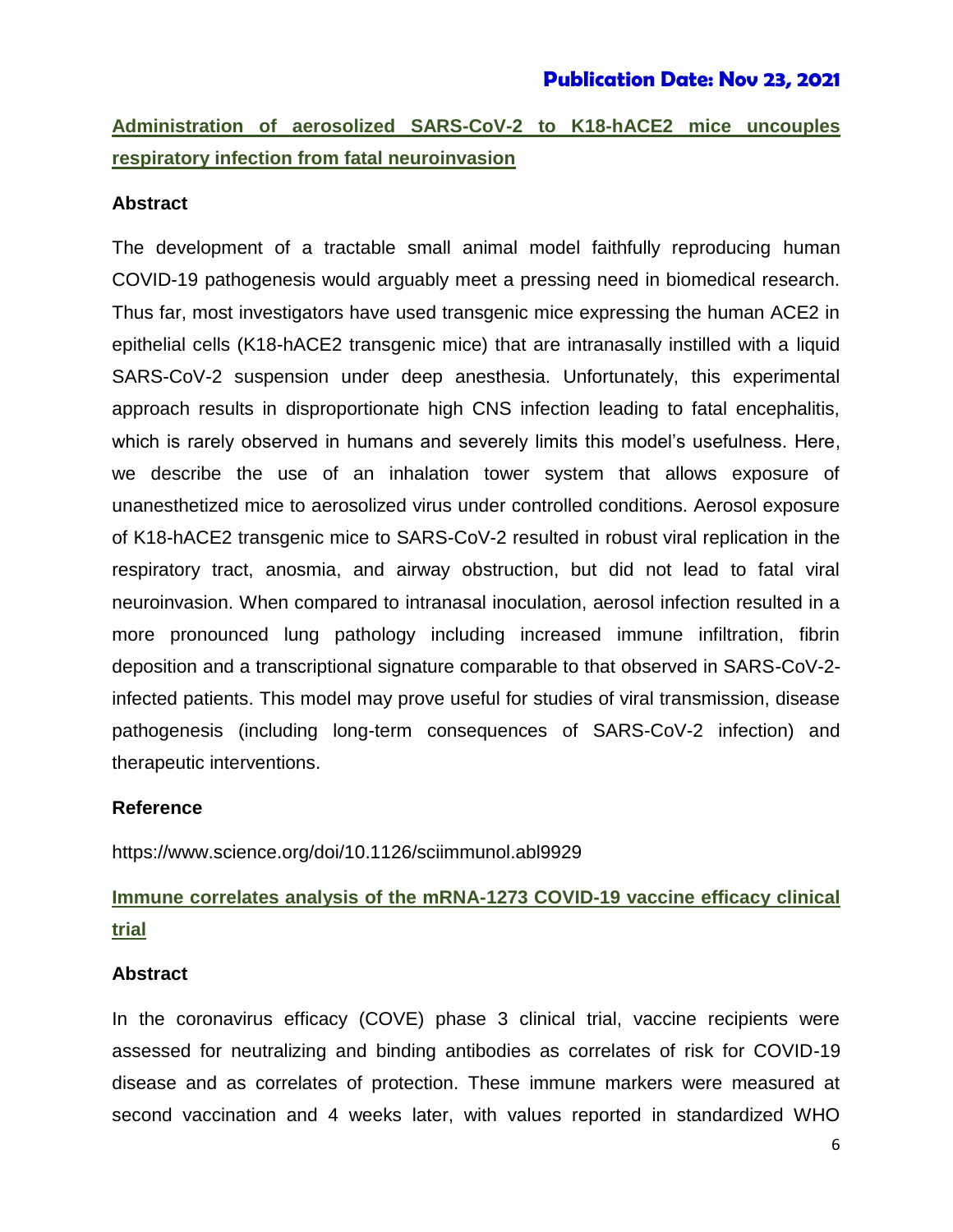## [Administration of aerosolized SARS-CoV-2 to K18-hACE2 mice uncouples respiratory infection from fatal neuroinvasion](https://www.science.org/doi/10.1126/sciimmunol.abl9929)

### Abstract

The development of a tractable small animal model faithfully reproducing human COVID-19 pathogenesis would arguably meet a pressing need in biomedical research. Thus far, most investigators have used transgenic mice expressing the human ACE2 in epithelial cells (K18-hACE2 transgenic mice) that are intranasally instilled with a liquid SARS-CoV-2 suspension under deep anesthesia. Unfortunately, this experimental approach results in disproportionate high CNS infection leading to fatal encephalitis, which is rarely observed in humans and severely limits this model's usefulness. Here, we describe the use of an inhalation tower system that allows exposure of unanesthetized mice to aerosolized virus under controlled conditions. Aerosol exposure of K18-hACE2 transgenic mice to SARS-CoV-2 resulted in robust viral replication in the respiratory tract, anosmia, and airway obstruction, but did not lead to fatal viral neuroinvasion. When compared to intranasal inoculation, aerosol infection resulted in a more pronounced lung pathology including increased immune infiltration, fibrin deposition and a transcriptional signature comparable to that observed in SARS-CoV-2-infected patients. This model may prove useful for studies of viral transmission, disease pathogenesis (including long-term consequences of SARS-CoV-2 infection) and therapeutic interventions.

### Reference

https://www.science.org/doi/10.1126/sciimmunol.abl9929

## Immune correlates analysis of the mRNA-1273 COVID-19 vaccine efficacy clinical trial

### Abstract

In the coronavirus efficacy (COVE) phase 3 clinical trial, vaccine recipients were assessed for neutralizing and binding antibodies as correlates of risk for COVID-19 disease and as correlates of protection. These immune markers were measured at second vaccination and 4 weeks later, with values reported in standardized WHO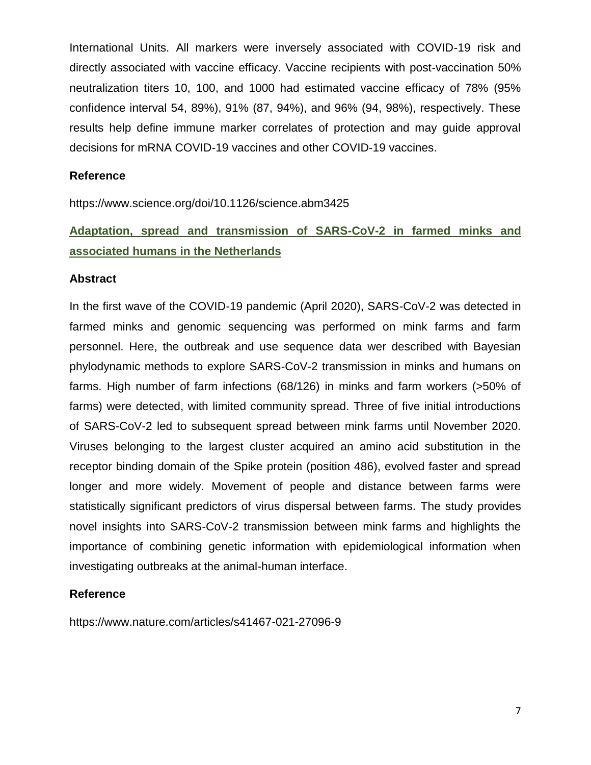International Units. All markers were inversely associated with COVID-19 risk and directly associated with vaccine efficacy. Vaccine recipients with post-vaccination 50% neutralization titers 10, 100, and 1000 had estimated vaccine efficacy of 78% (95% confidence interval 54, 89%), 91% (87, 94%), and 96% (94, 98%), respectively. These results help define immune marker correlates of protection and may guide approval decisions for mRNA COVID-19 vaccines and other COVID-19 vaccines.

### Reference

https://www.science.org/doi/10.1126/science.abm3425

## Adaptation, spread and transmission of SARS-CoV-2 in farmed minks and associated humans in the Netherlands

### Abstract

In the first wave of the COVID-19 pandemic (April 2020), SARS-CoV-2 was detected in farmed minks and genomic sequencing was performed on mink farms and farm personnel. Here, the outbreak and use sequence data wer described with Bayesian phylodynamic methods to explore SARS-CoV-2 transmission in minks and humans on farms. High number of farm infections (68/126) in minks and farm workers (>50% of farms) were detected, with limited community spread. Three of five initial introductions of SARS-CoV-2 led to subsequent spread between mink farms until November 2020. Viruses belonging to the largest cluster acquired an amino acid substitution in the receptor binding domain of the Spike protein (position 486), evolved faster and spread longer and more widely. Movement of people and distance between farms were statistically significant predictors of virus dispersal between farms. The study provides novel insights into SARS-CoV-2 transmission between mink farms and highlights the importance of combining genetic information with epidemiological information when investigating outbreaks at the animal-human interface.

### Reference

https://www.nature.com/articles/s41467-021-27096-9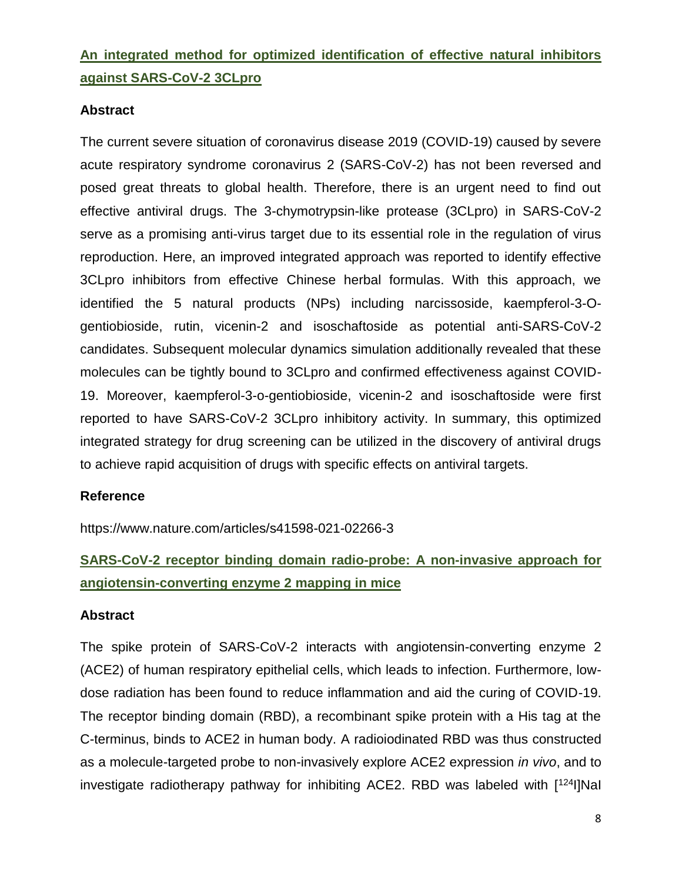## [An integrated method for optimized identification of effective natural inhibitors against SARS-CoV-2 3CLpro](https://www.nature.com/articles/s41598-021-02266-3)

### Abstract

The current severe situation of coronavirus disease 2019 (COVID-19) caused by severe acute respiratory syndrome coronavirus 2 (SARS-CoV-2) has not been reversed and posed great threats to global health. Therefore, there is an urgent need to find out effective antiviral drugs. The 3-chymotrypsin-like protease (3CLpro) in SARS-CoV-2 serve as a promising anti-virus target due to its essential role in the regulation of virus reproduction. Here, an improved integrated approach was reported to identify effective 3CLpro inhibitors from effective Chinese herbal formulas. With this approach, we identified the 5 natural products (NPs) including narcissoside, kaempferol-3-O-gentiobioside, rutin, vicenin-2 and isoschaftoside as potential anti-SARS-CoV-2 candidates. Subsequent molecular dynamics simulation additionally revealed that these molecules can be tightly bound to 3CLpro and confirmed effectiveness against COVID-19. Moreover, kaempferol-3-o-gentiobioside, vicenin-2 and isoschaftoside were first reported to have SARS-CoV-2 3CLpro inhibitory activity. In summary, this optimized integrated strategy for drug screening can be utilized in the discovery of antiviral drugs to achieve rapid acquisition of drugs with specific effects on antiviral targets.

### Reference

https://www.nature.com/articles/s41598-021-02266-3

## SARS-CoV-2 receptor binding domain radio-probe: A non-invasive approach for angiotensin-converting enzyme 2 mapping in mice

### Abstract

The spike protein of SARS-CoV-2 interacts with angiotensin-converting enzyme 2 (ACE2) of human respiratory epithelial cells, which leads to infection. Furthermore, low-dose radiation has been found to reduce inflammation and aid the curing of COVID-19. The receptor binding domain (RBD), a recombinant spike protein with a His tag at the C-terminus, binds to ACE2 in human body. A radioiodinated RBD was thus constructed as a molecule-targeted probe to non-invasively explore ACE2 expression *in vivo*, and to investigate radiotherapy pathway for inhibiting ACE2. RBD was labeled with [$^{124}$I]NaI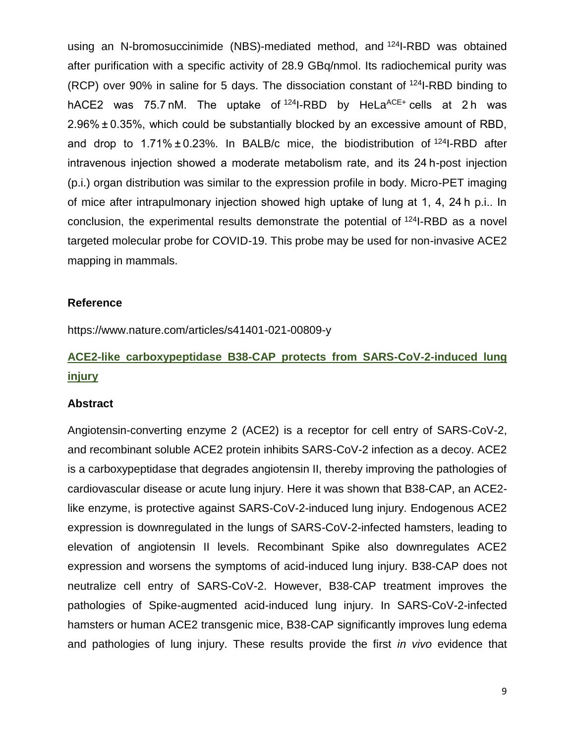using an N-bromosuccinimide (NBS)-mediated method, and $^{124}$I-RBD was obtained after purification with a specific activity of 28.9 GBq/nmol. Its radiochemical purity was (RCP) over 90% in saline for 5 days. The dissociation constant of $^{124}$I-RBD binding to hACE2 was 75.7 nM. The uptake of $^{124}$I-RBD by HeLa$^{ACE+}$ cells at 2 h was 2.96% ± 0.35%, which could be substantially blocked by an excessive amount of RBD, and drop to 1.71% ± 0.23%. In BALB/c mice, the biodistribution of $^{124}$I-RBD after intravenous injection showed a moderate metabolism rate, and its 24 h-post injection (p.i.) organ distribution was similar to the expression profile in body. Micro-PET imaging of mice after intrapulmonary injection showed high uptake of lung at 1, 4, 24 h p.i.. In conclusion, the experimental results demonstrate the potential of $^{124}$I-RBD as a novel targeted molecular probe for COVID-19. This probe may be used for non-invasive ACE2 mapping in mammals.

#### Reference

https://www.nature.com/articles/s41401-021-00809-y

### ACE2-like carboxypeptidase B38-CAP protects from SARS-CoV-2-induced lung injury

#### Abstract

Angiotensin-converting enzyme 2 (ACE2) is a receptor for cell entry of SARS-CoV-2, and recombinant soluble ACE2 protein inhibits SARS-CoV-2 infection as a decoy. ACE2 is a carboxypeptidase that degrades angiotensin II, thereby improving the pathologies of cardiovascular disease or acute lung injury. Here it was shown that B38-CAP, an ACE2-like enzyme, is protective against SARS-CoV-2-induced lung injury. Endogenous ACE2 expression is downregulated in the lungs of SARS-CoV-2-infected hamsters, leading to elevation of angiotensin II levels. Recombinant Spike also downregulates ACE2 expression and worsens the symptoms of acid-induced lung injury. B38-CAP does not neutralize cell entry of SARS-CoV-2. However, B38-CAP treatment improves the pathologies of Spike-augmented acid-induced lung injury. In SARS-CoV-2-infected hamsters or human ACE2 transgenic mice, B38-CAP significantly improves lung edema and pathologies of lung injury. These results provide the first *in vivo* evidence that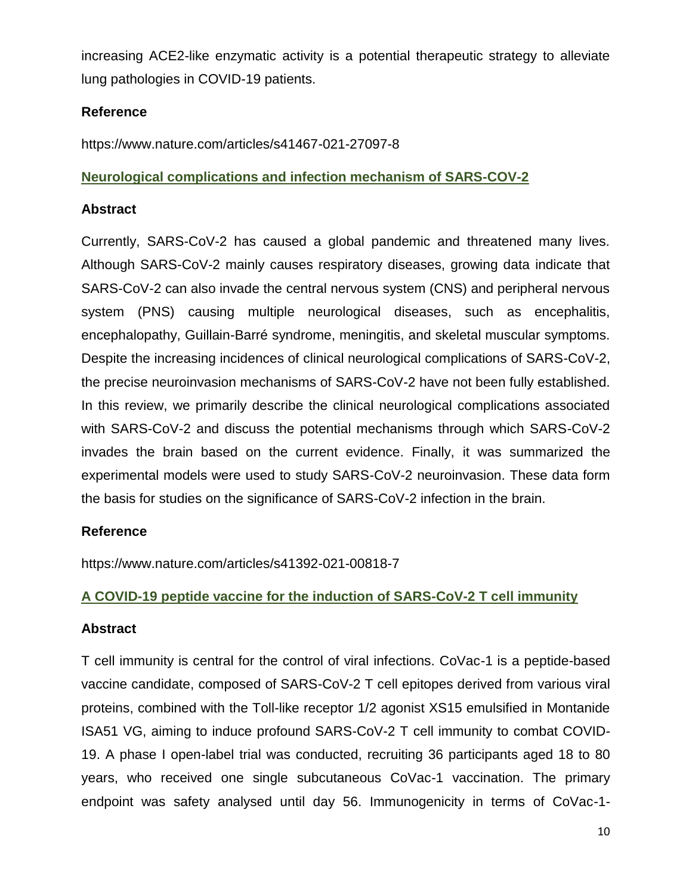increasing ACE2-like enzymatic activity is a potential therapeutic strategy to alleviate lung pathologies in COVID-19 patients.

**Reference**

https://www.nature.com/articles/s41467-021-27097-8

## Neurological complications and infection mechanism of SARS-COV-2

**Abstract**

Currently, SARS-CoV-2 has caused a global pandemic and threatened many lives. Although SARS-CoV-2 mainly causes respiratory diseases, growing data indicate that SARS-CoV-2 can also invade the central nervous system (CNS) and peripheral nervous system (PNS) causing multiple neurological diseases, such as encephalitis, encephalopathy, Guillain-Barré syndrome, meningitis, and skeletal muscular symptoms. Despite the increasing incidences of clinical neurological complications of SARS-CoV-2, the precise neuroinvasion mechanisms of SARS-CoV-2 have not been fully established. In this review, we primarily describe the clinical neurological complications associated with SARS-CoV-2 and discuss the potential mechanisms through which SARS-CoV-2 invades the brain based on the current evidence. Finally, it was summarized the experimental models were used to study SARS-CoV-2 neuroinvasion. These data form the basis for studies on the significance of SARS-CoV-2 infection in the brain.

**Reference**

https://www.nature.com/articles/s41392-021-00818-7

## A COVID-19 peptide vaccine for the induction of SARS-CoV-2 T cell immunity

**Abstract**

T cell immunity is central for the control of viral infections. CoVac-1 is a peptide-based vaccine candidate, composed of SARS-CoV-2 T cell epitopes derived from various viral proteins, combined with the Toll-like receptor 1/2 agonist XS15 emulsified in Montanide ISA51 VG, aiming to induce profound SARS-CoV-2 T cell immunity to combat COVID-19. A phase I open-label trial was conducted, recruiting 36 participants aged 18 to 80 years, who received one single subcutaneous CoVac-1 vaccination. The primary endpoint was safety analysed until day 56. Immunogenicity in terms of CoVac-1-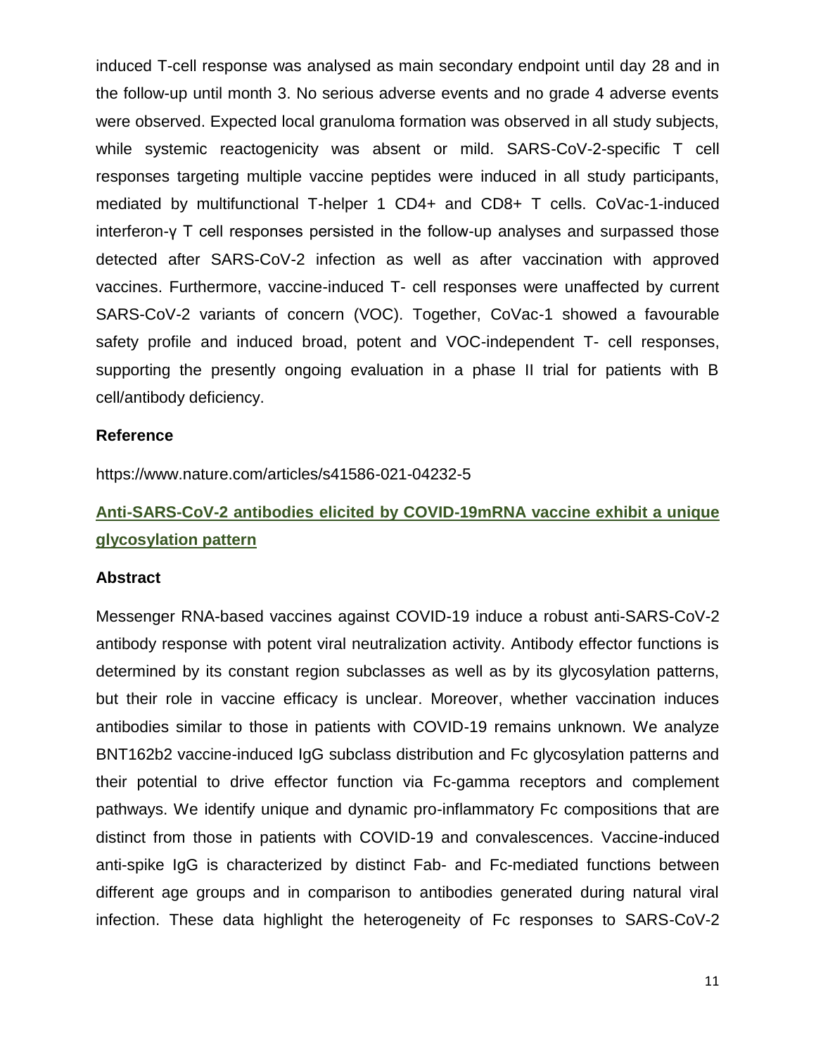induced T-cell response was analysed as main secondary endpoint until day 28 and in the follow-up until month 3. No serious adverse events and no grade 4 adverse events were observed. Expected local granuloma formation was observed in all study subjects, while systemic reactogenicity was absent or mild. SARS-CoV-2-specific T cell responses targeting multiple vaccine peptides were induced in all study participants, mediated by multifunctional T-helper 1 CD4+ and CD8+ T cells. CoVac-1-induced interferon-γ T cell responses persisted in the follow-up analyses and surpassed those detected after SARS-CoV-2 infection as well as after vaccination with approved vaccines. Furthermore, vaccine-induced T- cell responses were unaffected by current SARS-CoV-2 variants of concern (VOC). Together, CoVac-1 showed a favourable safety profile and induced broad, potent and VOC-independent T- cell responses, supporting the presently ongoing evaluation in a phase II trial for patients with B cell/antibody deficiency.

**Reference**

https://www.nature.com/articles/s41586-021-04232-5

## Anti-SARS-CoV-2 antibodies elicited by COVID-19mRNA vaccine exhibit a unique glycosylation pattern

**Abstract**

Messenger RNA-based vaccines against COVID-19 induce a robust anti-SARS-CoV-2 antibody response with potent viral neutralization activity. Antibody effector functions is determined by its constant region subclasses as well as by its glycosylation patterns, but their role in vaccine efficacy is unclear. Moreover, whether vaccination induces antibodies similar to those in patients with COVID-19 remains unknown. We analyze BNT162b2 vaccine-induced IgG subclass distribution and Fc glycosylation patterns and their potential to drive effector function via Fc-gamma receptors and complement pathways. We identify unique and dynamic pro-inflammatory Fc compositions that are distinct from those in patients with COVID-19 and convalescences. Vaccine-induced anti-spike IgG is characterized by distinct Fab- and Fc-mediated functions between different age groups and in comparison to antibodies generated during natural viral infection. These data highlight the heterogeneity of Fc responses to SARS-CoV-2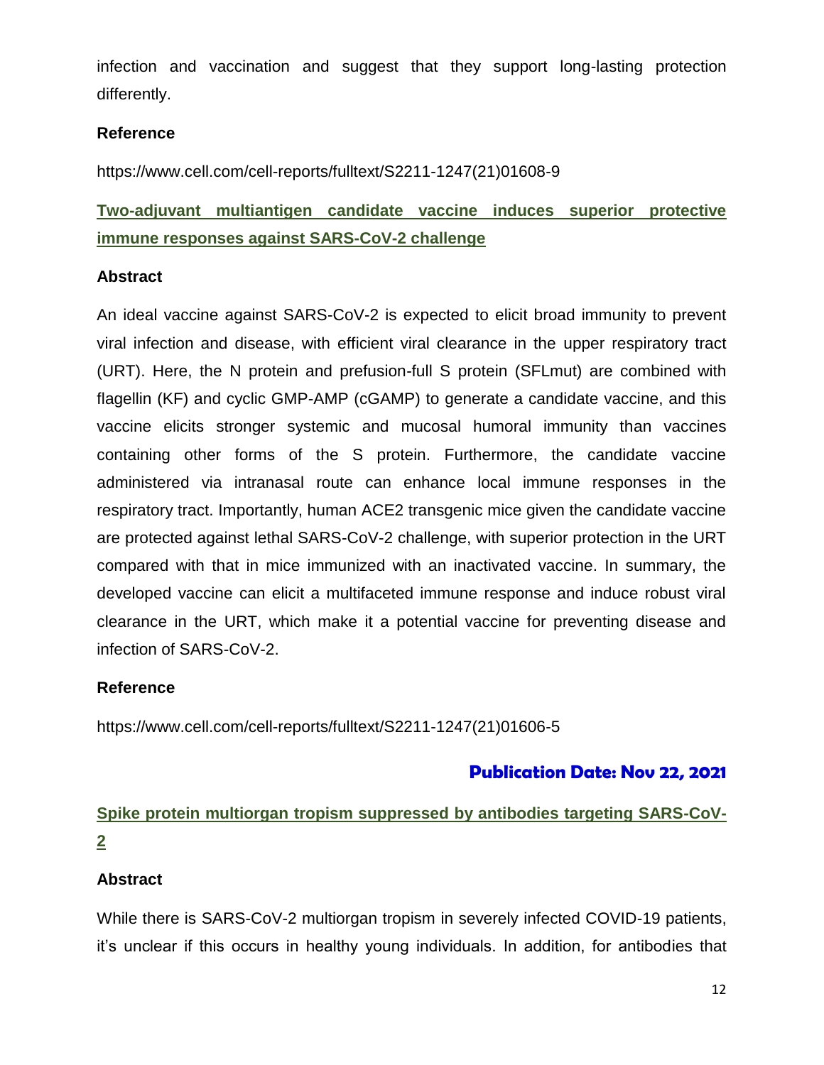infection and vaccination and suggest that they support long-lasting protection differently.

**Reference**

https://www.cell.com/cell-reports/fulltext/S2211-1247(21)01608-9

## Two-adjuvant multiantigen candidate vaccine induces superior protective immune responses against SARS-CoV-2 challenge

**Abstract**

An ideal vaccine against SARS-CoV-2 is expected to elicit broad immunity to prevent viral infection and disease, with efficient viral clearance in the upper respiratory tract (URT). Here, the N protein and prefusion-full S protein (SFLmut) are combined with flagellin (KF) and cyclic GMP-AMP (cGAMP) to generate a candidate vaccine, and this vaccine elicits stronger systemic and mucosal humoral immunity than vaccines containing other forms of the S protein. Furthermore, the candidate vaccine administered via intranasal route can enhance local immune responses in the respiratory tract. Importantly, human ACE2 transgenic mice given the candidate vaccine are protected against lethal SARS-CoV-2 challenge, with superior protection in the URT compared with that in mice immunized with an inactivated vaccine. In summary, the developed vaccine can elicit a multifaceted immune response and induce robust viral clearance in the URT, which make it a potential vaccine for preventing disease and infection of SARS-CoV-2.

**Reference**

https://www.cell.com/cell-reports/fulltext/S2211-1247(21)01606-5

# Publication Date: Nov 22, 2021

## Spike protein multiorgan tropism suppressed by antibodies targeting SARS-CoV-2

**Abstract**

While there is SARS-CoV-2 multiorgan tropism in severely infected COVID-19 patients, it's unclear if this occurs in healthy young individuals. In addition, for antibodies that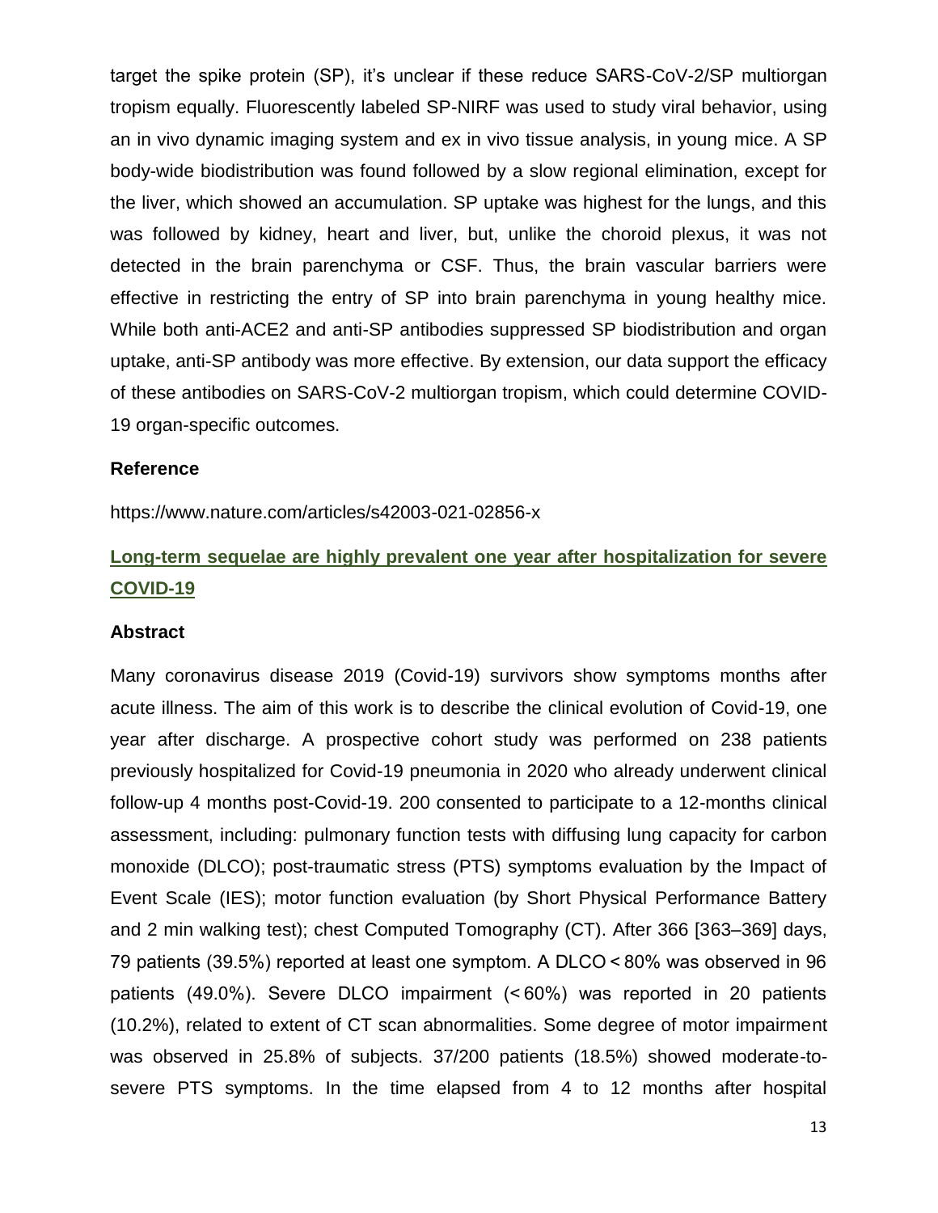target the spike protein (SP), it's unclear if these reduce SARS-CoV-2/SP multiorgan tropism equally. Fluorescently labeled SP-NIRF was used to study viral behavior, using an in vivo dynamic imaging system and ex in vivo tissue analysis, in young mice. A SP body-wide biodistribution was found followed by a slow regional elimination, except for the liver, which showed an accumulation. SP uptake was highest for the lungs, and this was followed by kidney, heart and liver, but, unlike the choroid plexus, it was not detected in the brain parenchyma or CSF. Thus, the brain vascular barriers were effective in restricting the entry of SP into brain parenchyma in young healthy mice. While both anti-ACE2 and anti-SP antibodies suppressed SP biodistribution and organ uptake, anti-SP antibody was more effective. By extension, our data support the efficacy of these antibodies on SARS-CoV-2 multiorgan tropism, which could determine COVID-19 organ-specific outcomes.

### Reference

https://www.nature.com/articles/s42003-021-02856-x

## Long-term sequelae are highly prevalent one year after hospitalization for severe COVID-19

### Abstract

Many coronavirus disease 2019 (Covid-19) survivors show symptoms months after acute illness. The aim of this work is to describe the clinical evolution of Covid-19, one year after discharge. A prospective cohort study was performed on 238 patients previously hospitalized for Covid-19 pneumonia in 2020 who already underwent clinical follow-up 4 months post-Covid-19. 200 consented to participate to a 12-months clinical assessment, including: pulmonary function tests with diffusing lung capacity for carbon monoxide (DLCO); post-traumatic stress (PTS) symptoms evaluation by the Impact of Event Scale (IES); motor function evaluation (by Short Physical Performance Battery and 2 min walking test); chest Computed Tomography (CT). After 366 [363–369] days, 79 patients (39.5%) reported at least one symptom. A DLCO < 80% was observed in 96 patients (49.0%). Severe DLCO impairment (< 60%) was reported in 20 patients (10.2%), related to extent of CT scan abnormalities. Some degree of motor impairment was observed in 25.8% of subjects. 37/200 patients (18.5%) showed moderate-to-severe PTS symptoms. In the time elapsed from 4 to 12 months after hospital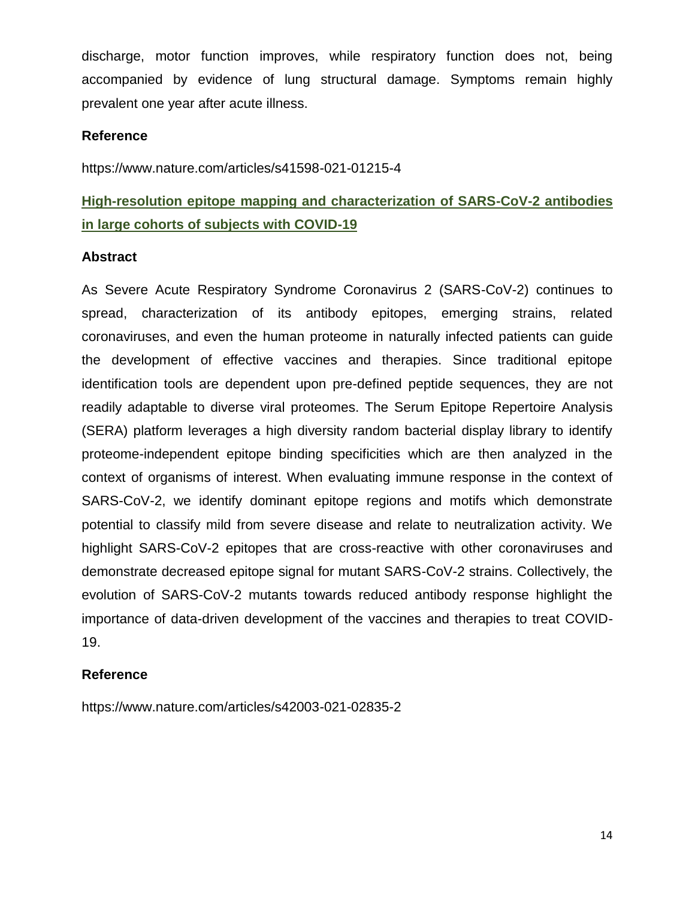discharge, motor function improves, while respiratory function does not, being accompanied by evidence of lung structural damage. Symptoms remain highly prevalent one year after acute illness.

**Reference**

https://www.nature.com/articles/s41598-021-01215-4

## High-resolution epitope mapping and characterization of SARS-CoV-2 antibodies in large cohorts of subjects with COVID-19

**Abstract**

As Severe Acute Respiratory Syndrome Coronavirus 2 (SARS-CoV-2) continues to spread, characterization of its antibody epitopes, emerging strains, related coronaviruses, and even the human proteome in naturally infected patients can guide the development of effective vaccines and therapies. Since traditional epitope identification tools are dependent upon pre-defined peptide sequences, they are not readily adaptable to diverse viral proteomes. The Serum Epitope Repertoire Analysis (SERA) platform leverages a high diversity random bacterial display library to identify proteome-independent epitope binding specificities which are then analyzed in the context of organisms of interest. When evaluating immune response in the context of SARS-CoV-2, we identify dominant epitope regions and motifs which demonstrate potential to classify mild from severe disease and relate to neutralization activity. We highlight SARS-CoV-2 epitopes that are cross-reactive with other coronaviruses and demonstrate decreased epitope signal for mutant SARS-CoV-2 strains. Collectively, the evolution of SARS-CoV-2 mutants towards reduced antibody response highlight the importance of data-driven development of the vaccines and therapies to treat COVID-19.

**Reference**

https://www.nature.com/articles/s42003-021-02835-2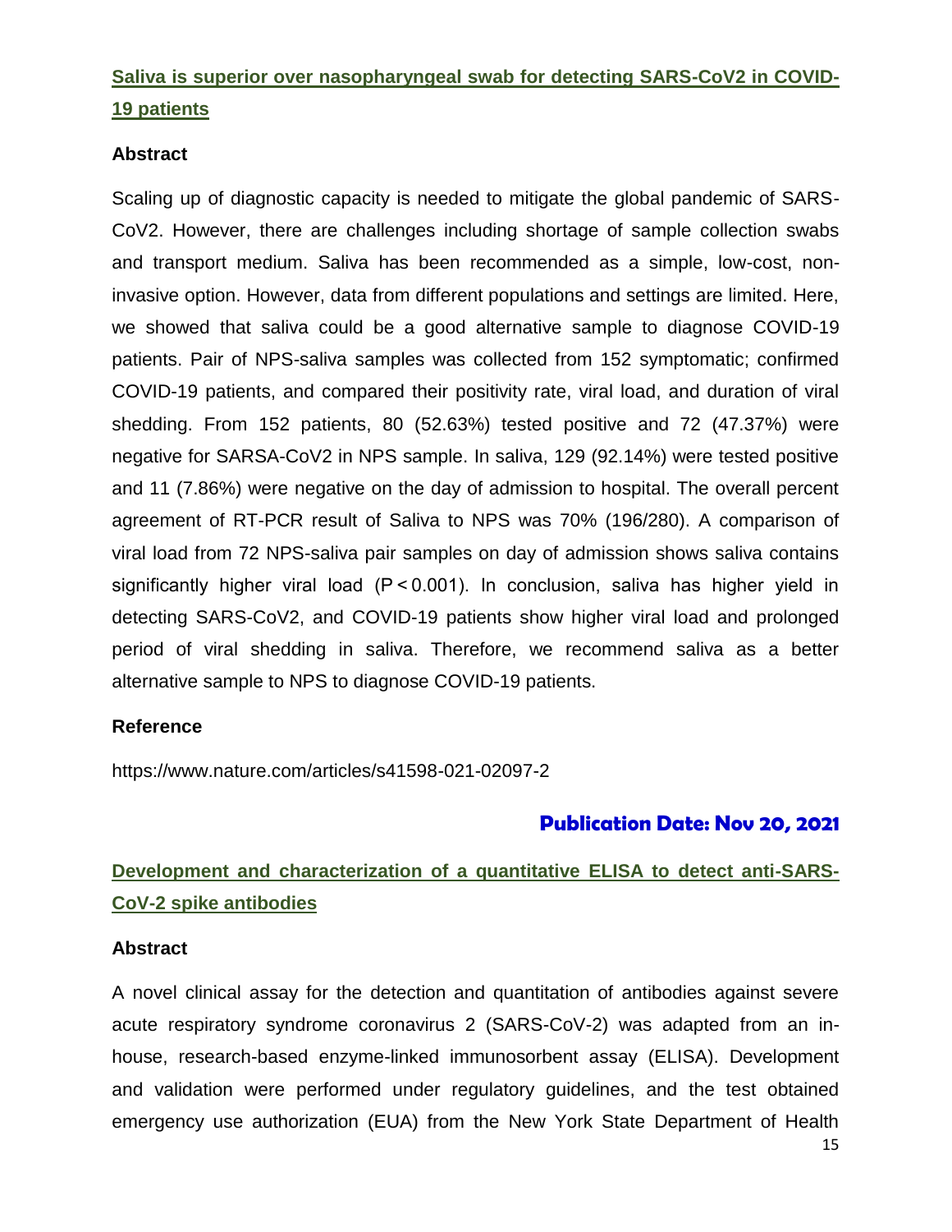## Saliva is superior over nasopharyngeal swab for detecting SARS-CoV2 in COVID-19 patients

### Abstract

Scaling up of diagnostic capacity is needed to mitigate the global pandemic of SARS-CoV2. However, there are challenges including shortage of sample collection swabs and transport medium. Saliva has been recommended as a simple, low-cost, non-invasive option. However, data from different populations and settings are limited. Here, we showed that saliva could be a good alternative sample to diagnose COVID-19 patients. Pair of NPS-saliva samples was collected from 152 symptomatic; confirmed COVID-19 patients, and compared their positivity rate, viral load, and duration of viral shedding. From 152 patients, 80 (52.63%) tested positive and 72 (47.37%) were negative for SARSA-CoV2 in NPS sample. In saliva, 129 (92.14%) were tested positive and 11 (7.86%) were negative on the day of admission to hospital. The overall percent agreement of RT-PCR result of Saliva to NPS was 70% (196/280). A comparison of viral load from 72 NPS-saliva pair samples on day of admission shows saliva contains significantly higher viral load ($P < 0.001$). In conclusion, saliva has higher yield in detecting SARS-CoV2, and COVID-19 patients show higher viral load and prolonged period of viral shedding in saliva. Therefore, we recommend saliva as a better alternative sample to NPS to diagnose COVID-19 patients.

### Reference

https://www.nature.com/articles/s41598-021-02097-2

**Publication Date: Nov 20, 2021**

## Development and characterization of a quantitative ELISA to detect anti-SARS-CoV-2 spike antibodies

### Abstract

A novel clinical assay for the detection and quantitation of antibodies against severe acute respiratory syndrome coronavirus 2 (SARS-CoV-2) was adapted from an in-house, research-based enzyme-linked immunosorbent assay (ELISA). Development and validation were performed under regulatory guidelines, and the test obtained emergency use authorization (EUA) from the New York State Department of Health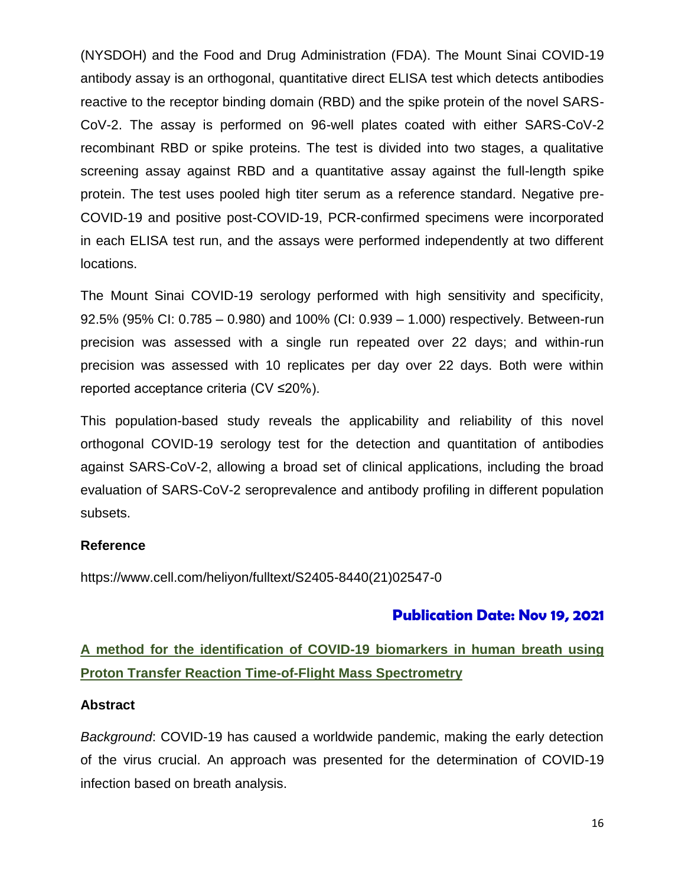(NYSDOH) and the Food and Drug Administration (FDA). The Mount Sinai COVID-19 antibody assay is an orthogonal, quantitative direct ELISA test which detects antibodies reactive to the receptor binding domain (RBD) and the spike protein of the novel SARS-CoV-2. The assay is performed on 96-well plates coated with either SARS-CoV-2 recombinant RBD or spike proteins. The test is divided into two stages, a qualitative screening assay against RBD and a quantitative assay against the full-length spike protein. The test uses pooled high titer serum as a reference standard. Negative pre-COVID-19 and positive post-COVID-19, PCR-confirmed specimens were incorporated in each ELISA test run, and the assays were performed independently at two different locations.

The Mount Sinai COVID-19 serology performed with high sensitivity and specificity, 92.5% (95% CI: 0.785 – 0.980) and 100% (CI: 0.939 – 1.000) respectively. Between-run precision was assessed with a single run repeated over 22 days; and within-run precision was assessed with 10 replicates per day over 22 days. Both were within reported acceptance criteria (CV ≤20%).

This population-based study reveals the applicability and reliability of this novel orthogonal COVID-19 serology test for the detection and quantitation of antibodies against SARS-CoV-2, allowing a broad set of clinical applications, including the broad evaluation of SARS-CoV-2 seroprevalence and antibody profiling in different population subsets.

**Reference**

https://www.cell.com/heliyon/fulltext/S2405-8440(21)02547-0

**Publication Date: Nov 19, 2021**

## A method for the identification of COVID-19 biomarkers in human breath using Proton Transfer Reaction Time-of-Flight Mass Spectrometry

**Abstract**

*Background*: COVID-19 has caused a worldwide pandemic, making the early detection of the virus crucial. An approach was presented for the determination of COVID-19 infection based on breath analysis.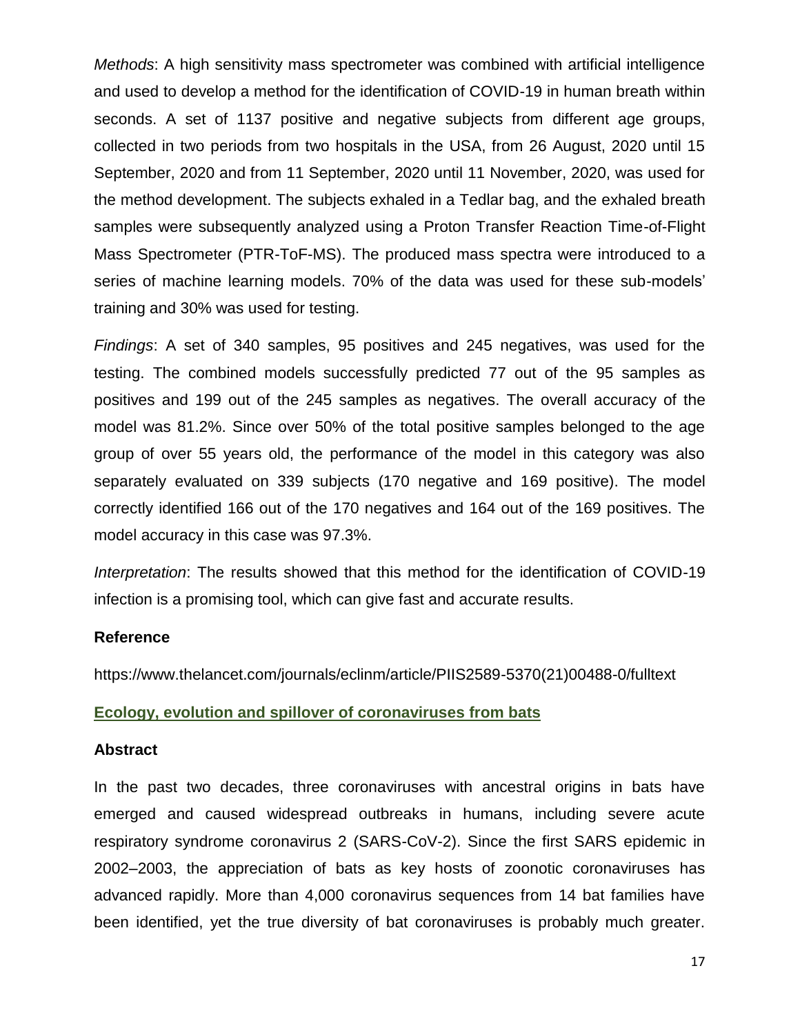*Methods*: A high sensitivity mass spectrometer was combined with artificial intelligence and used to develop a method for the identification of COVID-19 in human breath within seconds. A set of 1137 positive and negative subjects from different age groups, collected in two periods from two hospitals in the USA, from 26 August, 2020 until 15 September, 2020 and from 11 September, 2020 until 11 November, 2020, was used for the method development. The subjects exhaled in a Tedlar bag, and the exhaled breath samples were subsequently analyzed using a Proton Transfer Reaction Time-of-Flight Mass Spectrometer (PTR-ToF-MS). The produced mass spectra were introduced to a series of machine learning models. 70% of the data was used for these sub-models' training and 30% was used for testing.

*Findings*: A set of 340 samples, 95 positives and 245 negatives, was used for the testing. The combined models successfully predicted 77 out of the 95 samples as positives and 199 out of the 245 samples as negatives. The overall accuracy of the model was 81.2%. Since over 50% of the total positive samples belonged to the age group of over 55 years old, the performance of the model in this category was also separately evaluated on 339 subjects (170 negative and 169 positive). The model correctly identified 166 out of the 170 negatives and 164 out of the 169 positives. The model accuracy in this case was 97.3%.

*Interpretation*: The results showed that this method for the identification of COVID-19 infection is a promising tool, which can give fast and accurate results.

### Reference

https://www.thelancet.com/journals/eclinm/article/PIIS2589-5370(21)00488-0/fulltext

## Ecology, evolution and spillover of coronaviruses from bats

### Abstract

In the past two decades, three coronaviruses with ancestral origins in bats have emerged and caused widespread outbreaks in humans, including severe acute respiratory syndrome coronavirus 2 (SARS-CoV-2). Since the first SARS epidemic in 2002–2003, the appreciation of bats as key hosts of zoonotic coronaviruses has advanced rapidly. More than 4,000 coronavirus sequences from 14 bat families have been identified, yet the true diversity of bat coronaviruses is probably much greater.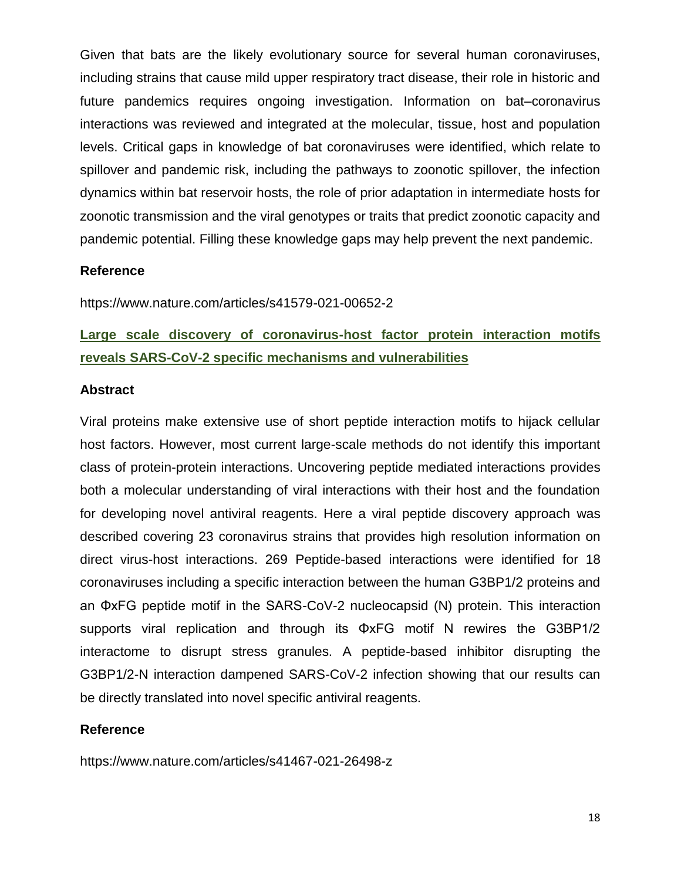Given that bats are the likely evolutionary source for several human coronaviruses, including strains that cause mild upper respiratory tract disease, their role in historic and future pandemics requires ongoing investigation. Information on bat–coronavirus interactions was reviewed and integrated at the molecular, tissue, host and population levels. Critical gaps in knowledge of bat coronaviruses were identified, which relate to spillover and pandemic risk, including the pathways to zoonotic spillover, the infection dynamics within bat reservoir hosts, the role of prior adaptation in intermediate hosts for zoonotic transmission and the viral genotypes or traits that predict zoonotic capacity and pandemic potential. Filling these knowledge gaps may help prevent the next pandemic.

**Reference**

https://www.nature.com/articles/s41579-021-00652-2

## Large scale discovery of coronavirus-host factor protein interaction motifs reveals SARS-CoV-2 specific mechanisms and vulnerabilities

**Abstract**

Viral proteins make extensive use of short peptide interaction motifs to hijack cellular host factors. However, most current large-scale methods do not identify this important class of protein-protein interactions. Uncovering peptide mediated interactions provides both a molecular understanding of viral interactions with their host and the foundation for developing novel antiviral reagents. Here a viral peptide discovery approach was described covering 23 coronavirus strains that provides high resolution information on direct virus-host interactions. 269 Peptide-based interactions were identified for 18 coronaviruses including a specific interaction between the human G3BP1/2 proteins and an ΦxFG peptide motif in the SARS-CoV-2 nucleocapsid (N) protein. This interaction supports viral replication and through its ΦxFG motif N rewires the G3BP1/2 interactome to disrupt stress granules. A peptide-based inhibitor disrupting the G3BP1/2-N interaction dampened SARS-CoV-2 infection showing that our results can be directly translated into novel specific antiviral reagents.

**Reference**

https://www.nature.com/articles/s41467-021-26498-z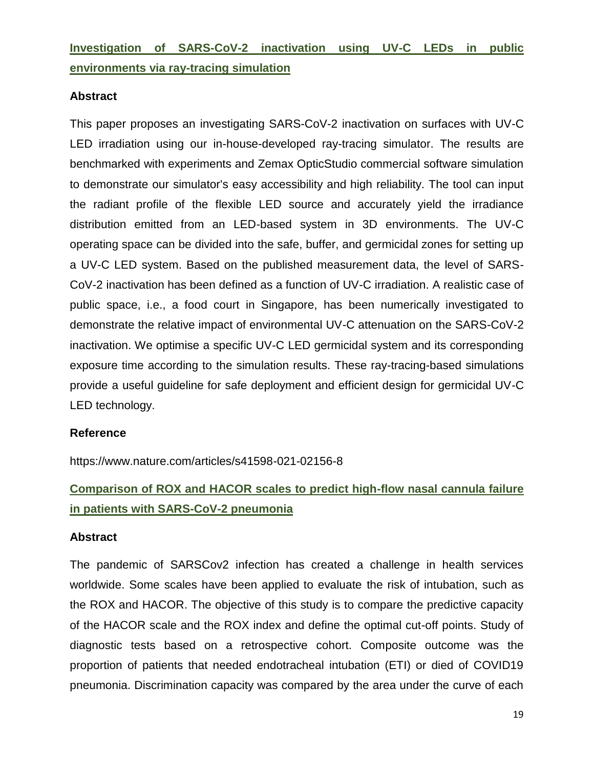## Investigation of SARS-CoV-2 inactivation using UV-C LEDs in public environments via ray-tracing simulation

### Abstract

This paper proposes an investigating SARS-CoV-2 inactivation on surfaces with UV-C LED irradiation using our in-house-developed ray-tracing simulator. The results are benchmarked with experiments and Zemax OpticStudio commercial software simulation to demonstrate our simulator's easy accessibility and high reliability. The tool can input the radiant profile of the flexible LED source and accurately yield the irradiance distribution emitted from an LED-based system in 3D environments. The UV-C operating space can be divided into the safe, buffer, and germicidal zones for setting up a UV-C LED system. Based on the published measurement data, the level of SARS-CoV-2 inactivation has been defined as a function of UV-C irradiation. A realistic case of public space, i.e., a food court in Singapore, has been numerically investigated to demonstrate the relative impact of environmental UV-C attenuation on the SARS-CoV-2 inactivation. We optimise a specific UV-C LED germicidal system and its corresponding exposure time according to the simulation results. These ray-tracing-based simulations provide a useful guideline for safe deployment and efficient design for germicidal UV-C LED technology.

### Reference

https://www.nature.com/articles/s41598-021-02156-8

## Comparison of ROX and HACOR scales to predict high-flow nasal cannula failure in patients with SARS-CoV-2 pneumonia

### Abstract

The pandemic of SARSCov2 infection has created a challenge in health services worldwide. Some scales have been applied to evaluate the risk of intubation, such as the ROX and HACOR. The objective of this study is to compare the predictive capacity of the HACOR scale and the ROX index and define the optimal cut-off points. Study of diagnostic tests based on a retrospective cohort. Composite outcome was the proportion of patients that needed endotracheal intubation (ETI) or died of COVID19 pneumonia. Discrimination capacity was compared by the area under the curve of each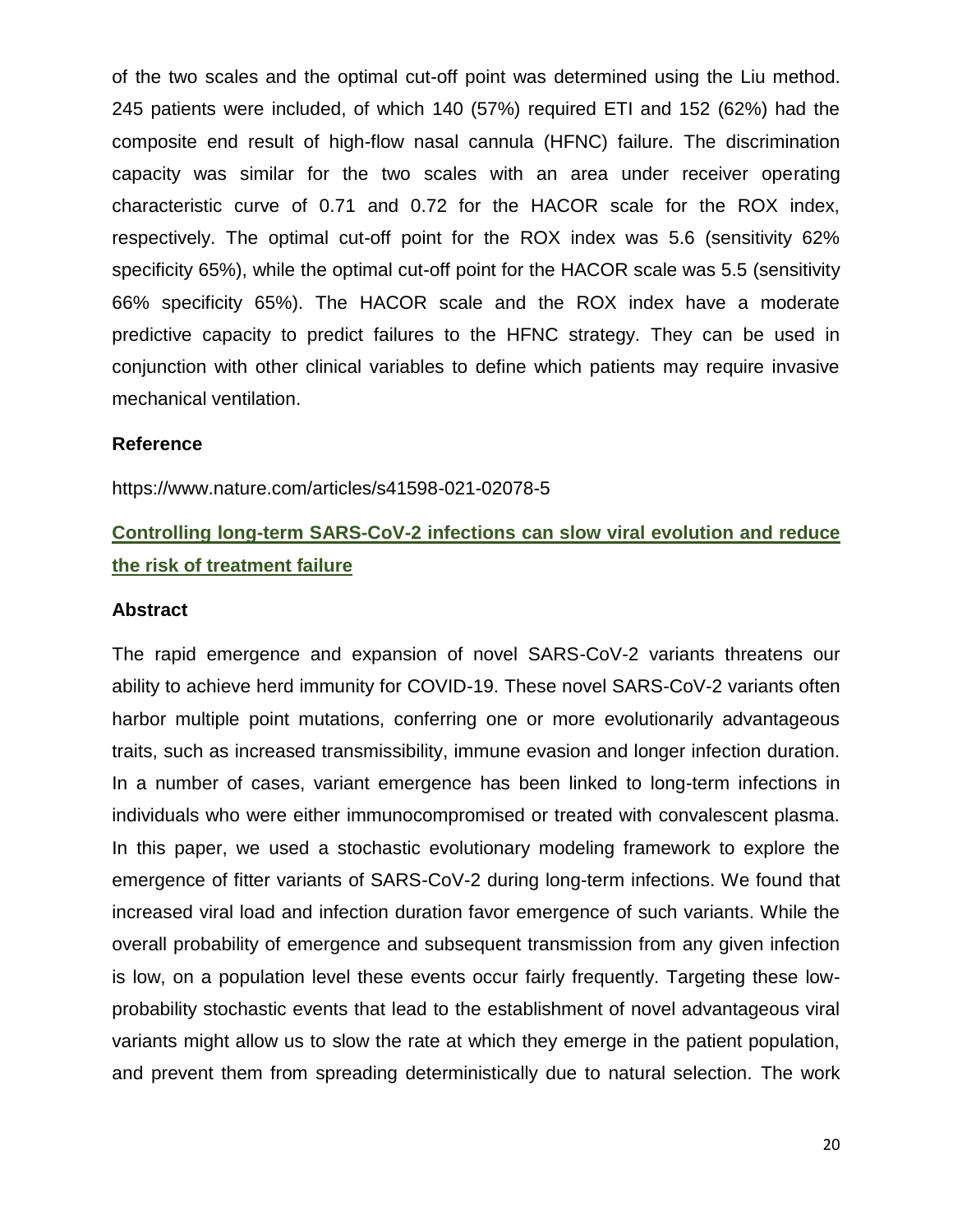of the two scales and the optimal cut-off point was determined using the Liu method. 245 patients were included, of which 140 (57%) required ETI and 152 (62%) had the composite end result of high-flow nasal cannula (HFNC) failure. The discrimination capacity was similar for the two scales with an area under receiver operating characteristic curve of 0.71 and 0.72 for the HACOR scale for the ROX index, respectively. The optimal cut-off point for the ROX index was 5.6 (sensitivity 62% specificity 65%), while the optimal cut-off point for the HACOR scale was 5.5 (sensitivity 66% specificity 65%). The HACOR scale and the ROX index have a moderate predictive capacity to predict failures to the HFNC strategy. They can be used in conjunction with other clinical variables to define which patients may require invasive mechanical ventilation.

**Reference**

https://www.nature.com/articles/s41598-021-02078-5

## Controlling long-term SARS-CoV-2 infections can slow viral evolution and reduce the risk of treatment failure

**Abstract**

The rapid emergence and expansion of novel SARS-CoV-2 variants threatens our ability to achieve herd immunity for COVID-19. These novel SARS-CoV-2 variants often harbor multiple point mutations, conferring one or more evolutionarily advantageous traits, such as increased transmissibility, immune evasion and longer infection duration. In a number of cases, variant emergence has been linked to long-term infections in individuals who were either immunocompromised or treated with convalescent plasma. In this paper, we used a stochastic evolutionary modeling framework to explore the emergence of fitter variants of SARS-CoV-2 during long-term infections. We found that increased viral load and infection duration favor emergence of such variants. While the overall probability of emergence and subsequent transmission from any given infection is low, on a population level these events occur fairly frequently. Targeting these low-probability stochastic events that lead to the establishment of novel advantageous viral variants might allow us to slow the rate at which they emerge in the patient population, and prevent them from spreading deterministically due to natural selection. The work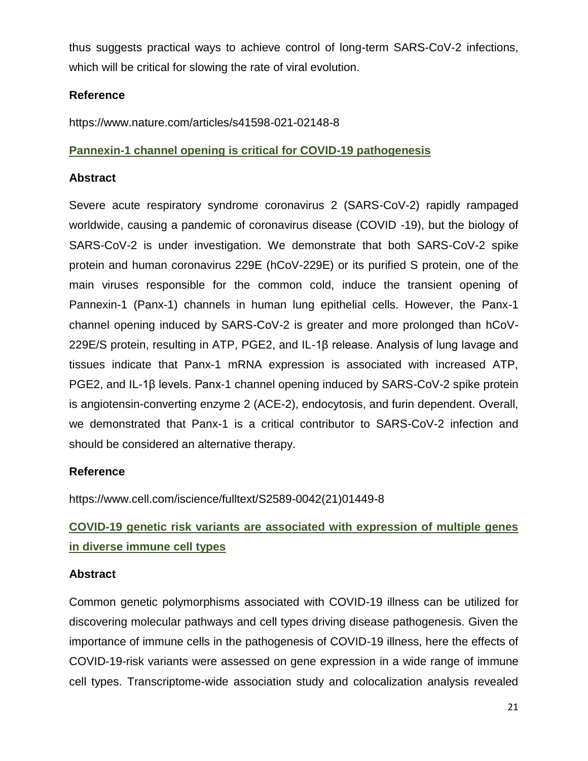thus suggests practical ways to achieve control of long-term SARS-CoV-2 infections, which will be critical for slowing the rate of viral evolution.

**Reference**

https://www.nature.com/articles/s41598-021-02148-8

## Pannexin-1 channel opening is critical for COVID-19 pathogenesis

**Abstract**

Severe acute respiratory syndrome coronavirus 2 (SARS-CoV-2) rapidly rampaged worldwide, causing a pandemic of coronavirus disease (COVID -19), but the biology of SARS-CoV-2 is under investigation. We demonstrate that both SARS-CoV-2 spike protein and human coronavirus 229E (hCoV-229E) or its purified S protein, one of the main viruses responsible for the common cold, induce the transient opening of Pannexin-1 (Panx-1) channels in human lung epithelial cells. However, the Panx-1 channel opening induced by SARS-CoV-2 is greater and more prolonged than hCoV-229E/S protein, resulting in ATP, PGE2, and IL-1β release. Analysis of lung lavage and tissues indicate that Panx-1 mRNA expression is associated with increased ATP, PGE2, and IL-1β levels. Panx-1 channel opening induced by SARS-CoV-2 spike protein is angiotensin-converting enzyme 2 (ACE-2), endocytosis, and furin dependent. Overall, we demonstrated that Panx-1 is a critical contributor to SARS-CoV-2 infection and should be considered an alternative therapy.

**Reference**

https://www.cell.com/iscience/fulltext/S2589-0042(21)01449-8

## COVID-19 genetic risk variants are associated with expression of multiple genes in diverse immune cell types

**Abstract**

Common genetic polymorphisms associated with COVID-19 illness can be utilized for discovering molecular pathways and cell types driving disease pathogenesis. Given the importance of immune cells in the pathogenesis of COVID-19 illness, here the effects of COVID-19-risk variants were assessed on gene expression in a wide range of immune cell types. Transcriptome-wide association study and colocalization analysis revealed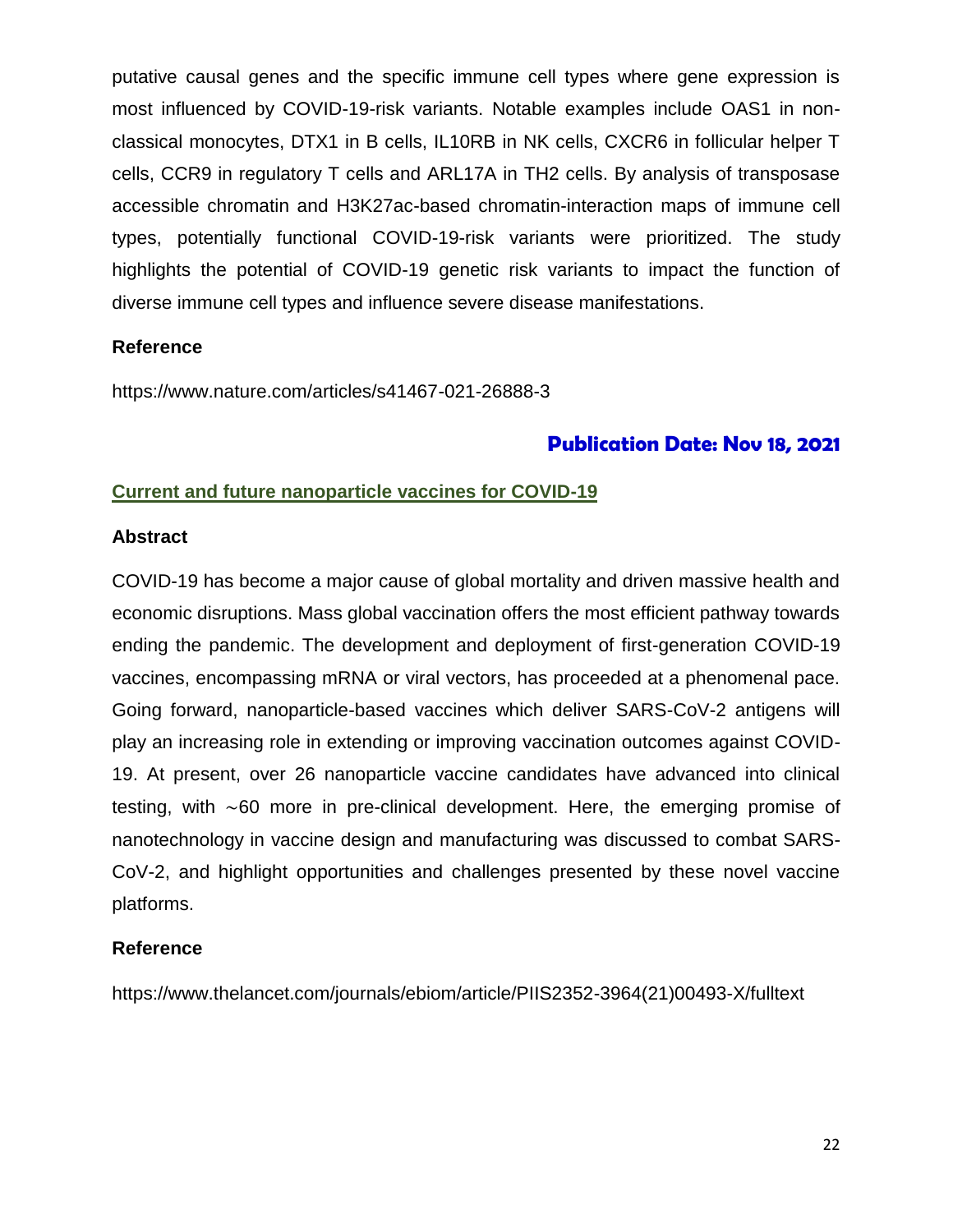putative causal genes and the specific immune cell types where gene expression is most influenced by COVID-19-risk variants. Notable examples include OAS1 in non-classical monocytes, DTX1 in B cells, IL10RB in NK cells, CXCR6 in follicular helper T cells, CCR9 in regulatory T cells and ARL17A in TH2 cells. By analysis of transposase accessible chromatin and H3K27ac-based chromatin-interaction maps of immune cell types, potentially functional COVID-19-risk variants were prioritized. The study highlights the potential of COVID-19 genetic risk variants to impact the function of diverse immune cell types and influence severe disease manifestations.

**Reference**

https://www.nature.com/articles/s41467-021-26888-3

**Publication Date: Nov 18, 2021**

## Current and future nanoparticle vaccines for COVID-19

**Abstract**

COVID-19 has become a major cause of global mortality and driven massive health and economic disruptions. Mass global vaccination offers the most efficient pathway towards ending the pandemic. The development and deployment of first-generation COVID-19 vaccines, encompassing mRNA or viral vectors, has proceeded at a phenomenal pace. Going forward, nanoparticle-based vaccines which deliver SARS-CoV-2 antigens will play an increasing role in extending or improving vaccination outcomes against COVID-19. At present, over 26 nanoparticle vaccine candidates have advanced into clinical testing, with ∼60 more in pre-clinical development. Here, the emerging promise of nanotechnology in vaccine design and manufacturing was discussed to combat SARS-CoV-2, and highlight opportunities and challenges presented by these novel vaccine platforms.

**Reference**

https://www.thelancet.com/journals/ebiom/article/PIIS2352-3964(21)00493-X/fulltext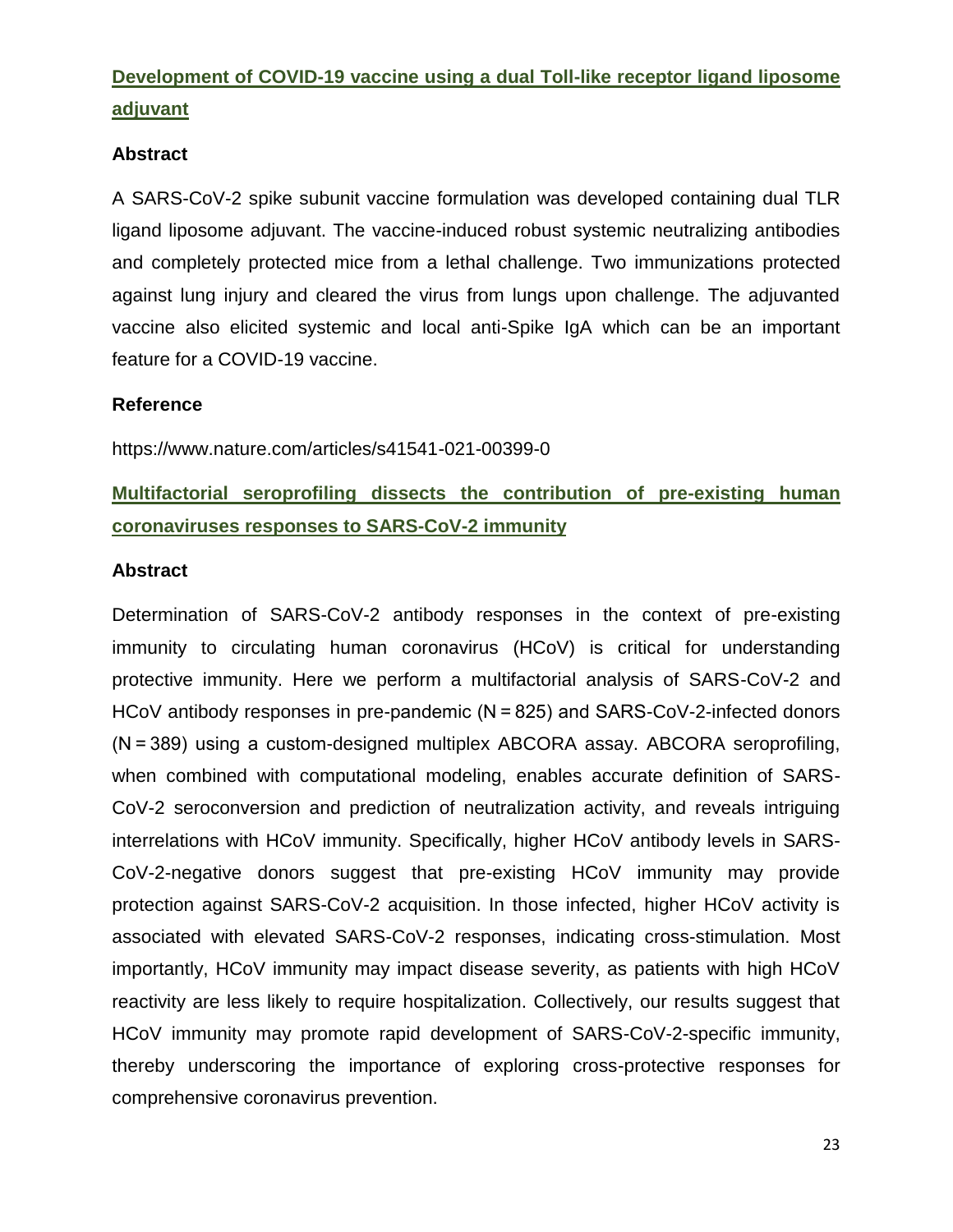## [Development of COVID-19 vaccine using a dual Toll-like receptor ligand liposome adjuvant](https://www.nature.com/articles/s41541-021-00399-0)

### Abstract

A SARS-CoV-2 spike subunit vaccine formulation was developed containing dual TLR ligand liposome adjuvant. The vaccine-induced robust systemic neutralizing antibodies and completely protected mice from a lethal challenge. Two immunizations protected against lung injury and cleared the virus from lungs upon challenge. The adjuvanted vaccine also elicited systemic and local anti-Spike IgA which can be an important feature for a COVID-19 vaccine.

### Reference

https://www.nature.com/articles/s41541-021-00399-0

## Multifactorial seroprofiling dissects the contribution of pre-existing human coronaviruses responses to SARS-CoV-2 immunity

### Abstract

Determination of SARS-CoV-2 antibody responses in the context of pre-existing immunity to circulating human coronavirus (HCoV) is critical for understanding protective immunity. Here we perform a multifactorial analysis of SARS-CoV-2 and HCoV antibody responses in pre-pandemic (N = 825) and SARS-CoV-2-infected donors (N = 389) using a custom-designed multiplex ABCORA assay. ABCORA seroprofiling, when combined with computational modeling, enables accurate definition of SARS-CoV-2 seroconversion and prediction of neutralization activity, and reveals intriguing interrelations with HCoV immunity. Specifically, higher HCoV antibody levels in SARS-CoV-2-negative donors suggest that pre-existing HCoV immunity may provide protection against SARS-CoV-2 acquisition. In those infected, higher HCoV activity is associated with elevated SARS-CoV-2 responses, indicating cross-stimulation. Most importantly, HCoV immunity may impact disease severity, as patients with high HCoV reactivity are less likely to require hospitalization. Collectively, our results suggest that HCoV immunity may promote rapid development of SARS-CoV-2-specific immunity, thereby underscoring the importance of exploring cross-protective responses for comprehensive coronavirus prevention.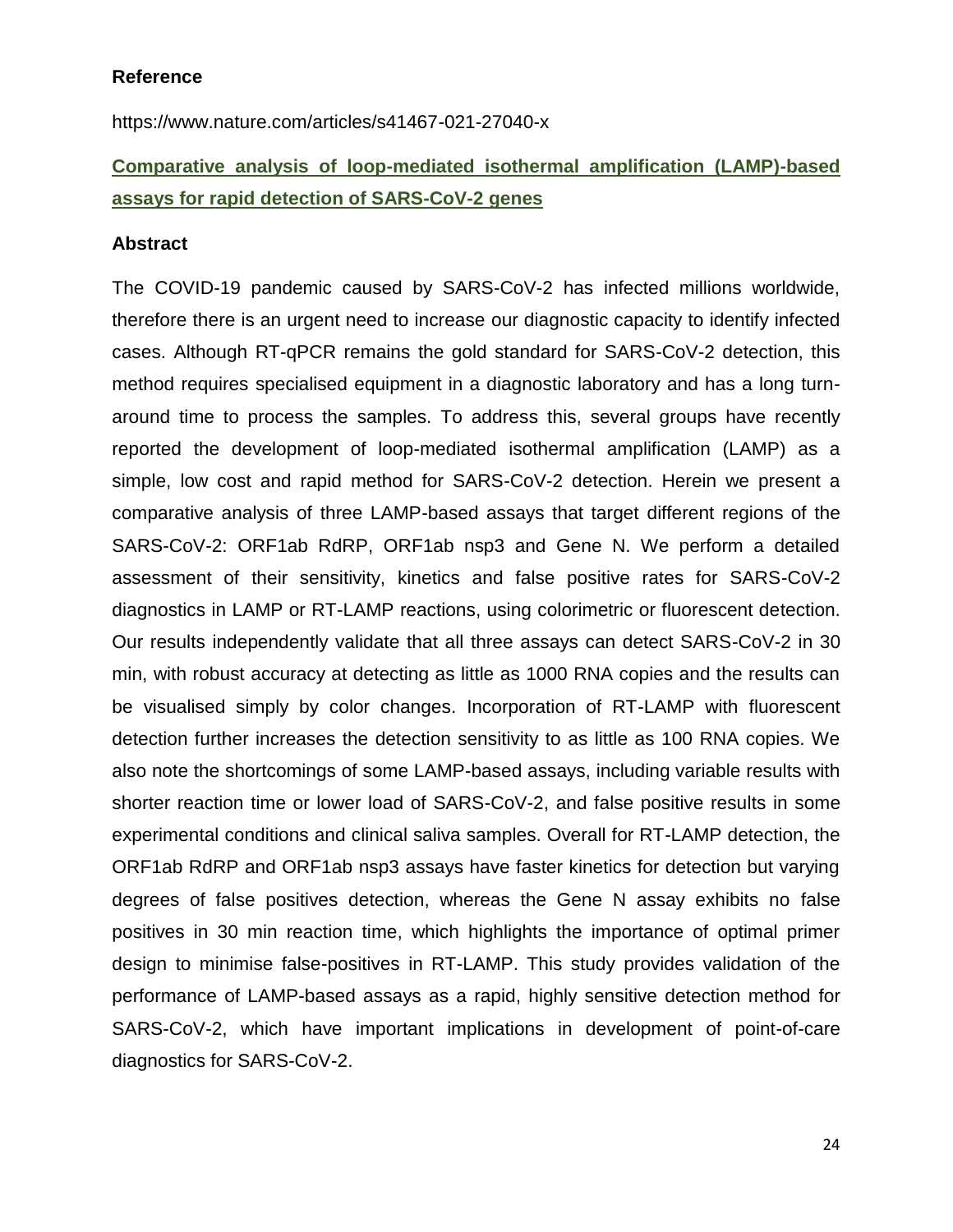**Reference**

https://www.nature.com/articles/s41467-021-27040-x

**[Comparative analysis of loop-mediated isothermal amplification (LAMP)-based assays for rapid detection of SARS-CoV-2 genes](https://www.nature.com/articles/s41467-021-27040-x)**

**Abstract**

The COVID-19 pandemic caused by SARS-CoV-2 has infected millions worldwide, therefore there is an urgent need to increase our diagnostic capacity to identify infected cases. Although RT-qPCR remains the gold standard for SARS-CoV-2 detection, this method requires specialised equipment in a diagnostic laboratory and has a long turn-around time to process the samples. To address this, several groups have recently reported the development of loop-mediated isothermal amplification (LAMP) as a simple, low cost and rapid method for SARS-CoV-2 detection. Herein we present a comparative analysis of three LAMP-based assays that target different regions of the SARS-CoV-2: ORF1ab RdRP, ORF1ab nsp3 and Gene N. We perform a detailed assessment of their sensitivity, kinetics and false positive rates for SARS-CoV-2 diagnostics in LAMP or RT-LAMP reactions, using colorimetric or fluorescent detection. Our results independently validate that all three assays can detect SARS-CoV-2 in 30 min, with robust accuracy at detecting as little as 1000 RNA copies and the results can be visualised simply by color changes. Incorporation of RT-LAMP with fluorescent detection further increases the detection sensitivity to as little as 100 RNA copies. We also note the shortcomings of some LAMP-based assays, including variable results with shorter reaction time or lower load of SARS-CoV-2, and false positive results in some experimental conditions and clinical saliva samples. Overall for RT-LAMP detection, the ORF1ab RdRP and ORF1ab nsp3 assays have faster kinetics for detection but varying degrees of false positives detection, whereas the Gene N assay exhibits no false positives in 30 min reaction time, which highlights the importance of optimal primer design to minimise false-positives in RT-LAMP. This study provides validation of the performance of LAMP-based assays as a rapid, highly sensitive detection method for SARS-CoV-2, which have important implications in development of point-of-care diagnostics for SARS-CoV-2.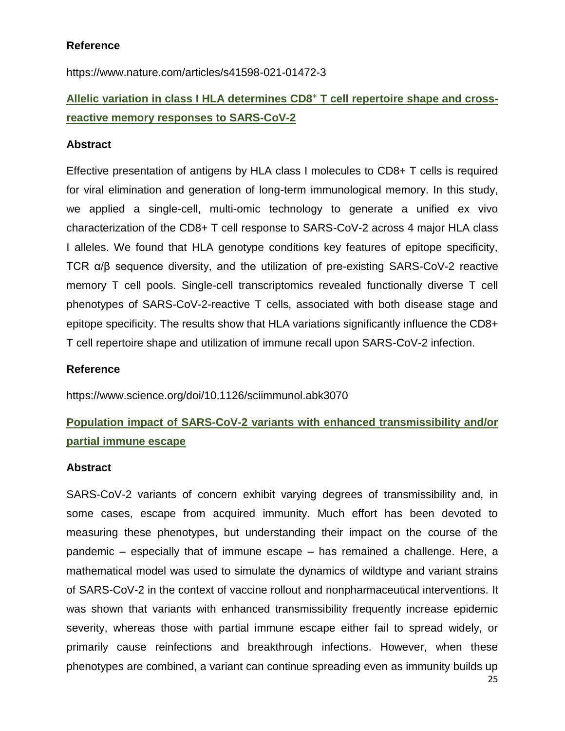**Reference**

https://www.nature.com/articles/s41598-021-01472-3

### Allelic variation in class I HLA determines CD8$^+$ T cell repertoire shape and cross-reactive memory responses to SARS-CoV-2

**Abstract**

Effective presentation of antigens by HLA class I molecules to CD8+ T cells is required for viral elimination and generation of long-term immunological memory. In this study, we applied a single-cell, multi-omic technology to generate a unified ex vivo characterization of the CD8+ T cell response to SARS-CoV-2 across 4 major HLA class I alleles. We found that HLA genotype conditions key features of epitope specificity, TCR α/β sequence diversity, and the utilization of pre-existing SARS-CoV-2 reactive memory T cell pools. Single-cell transcriptomics revealed functionally diverse T cell phenotypes of SARS-CoV-2-reactive T cells, associated with both disease stage and epitope specificity. The results show that HLA variations significantly influence the CD8+ T cell repertoire shape and utilization of immune recall upon SARS-CoV-2 infection.

**Reference**

https://www.science.org/doi/10.1126/sciimmunol.abk3070

### Population impact of SARS-CoV-2 variants with enhanced transmissibility and/or partial immune escape

**Abstract**

SARS-CoV-2 variants of concern exhibit varying degrees of transmissibility and, in some cases, escape from acquired immunity. Much effort has been devoted to measuring these phenotypes, but understanding their impact on the course of the pandemic – especially that of immune escape – has remained a challenge. Here, a mathematical model was used to simulate the dynamics of wildtype and variant strains of SARS-CoV-2 in the context of vaccine rollout and nonpharmaceutical interventions. It was shown that variants with enhanced transmissibility frequently increase epidemic severity, whereas those with partial immune escape either fail to spread widely, or primarily cause reinfections and breakthrough infections. However, when these phenotypes are combined, a variant can continue spreading even as immunity builds up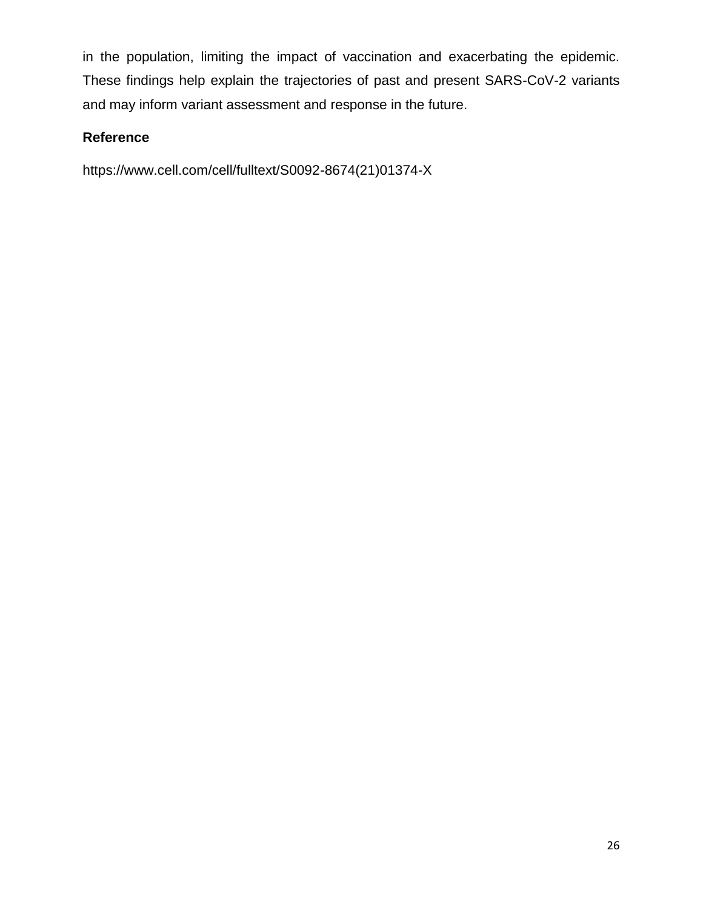in the population, limiting the impact of vaccination and exacerbating the epidemic. These findings help explain the trajectories of past and present SARS-CoV-2 variants and may inform variant assessment and response in the future.

**Reference**

https://www.cell.com/cell/fulltext/S0092-8674(21)01374-X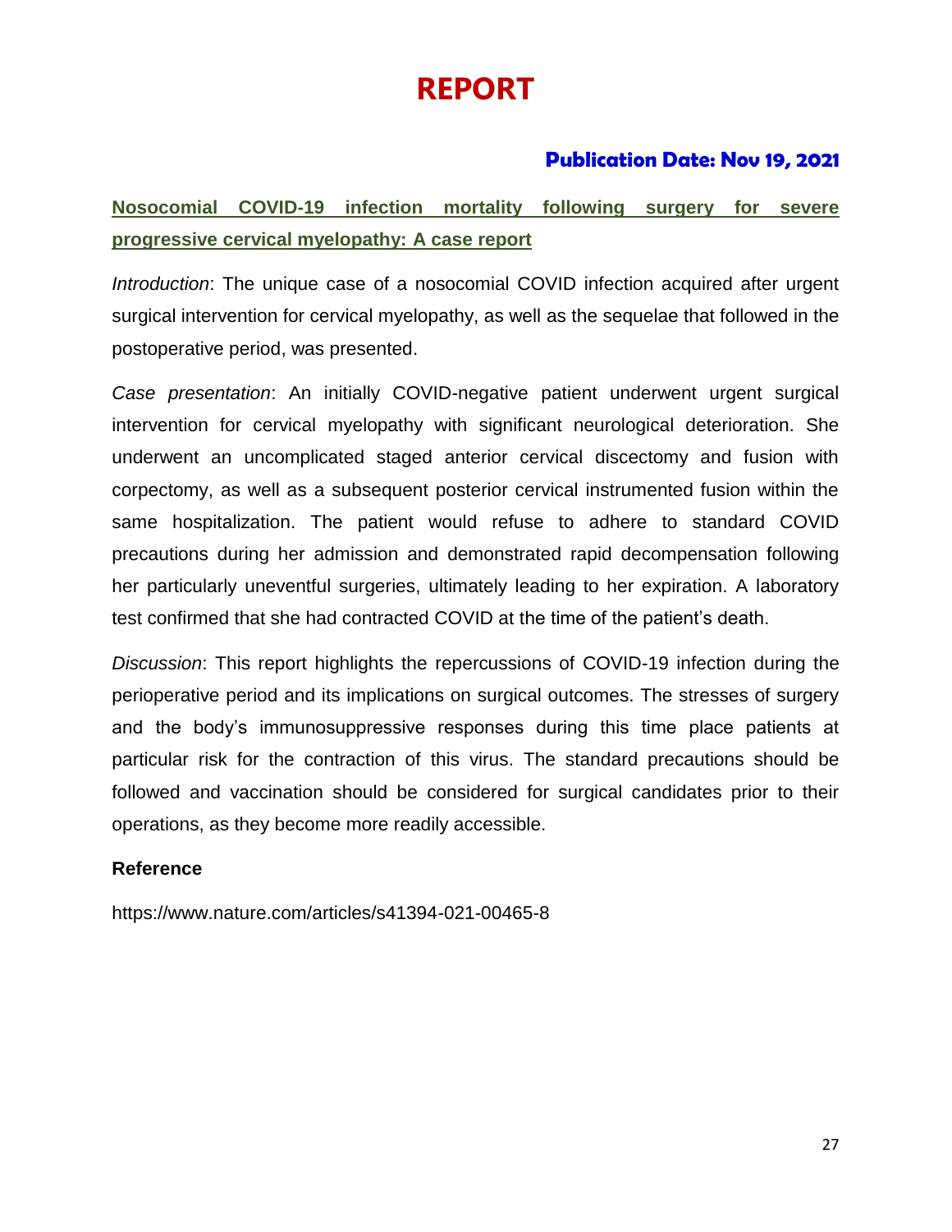# REPORT

**Publication Date: Nov 19, 2021**

## Nosocomial COVID-19 infection mortality following surgery for severe progressive cervical myelopathy: A case report

*Introduction*: The unique case of a nosocomial COVID infection acquired after urgent surgical intervention for cervical myelopathy, as well as the sequelae that followed in the postoperative period, was presented.

*Case presentation*: An initially COVID-negative patient underwent urgent surgical intervention for cervical myelopathy with significant neurological deterioration. She underwent an uncomplicated staged anterior cervical discectomy and fusion with corpectomy, as well as a subsequent posterior cervical instrumented fusion within the same hospitalization. The patient would refuse to adhere to standard COVID precautions during her admission and demonstrated rapid decompensation following her particularly uneventful surgeries, ultimately leading to her expiration. A laboratory test confirmed that she had contracted COVID at the time of the patient's death.

*Discussion*: This report highlights the repercussions of COVID-19 infection during the perioperative period and its implications on surgical outcomes. The stresses of surgery and the body's immunosuppressive responses during this time place patients at particular risk for the contraction of this virus. The standard precautions should be followed and vaccination should be considered for surgical candidates prior to their operations, as they become more readily accessible.

**Reference**

https://www.nature.com/articles/s41394-021-00465-8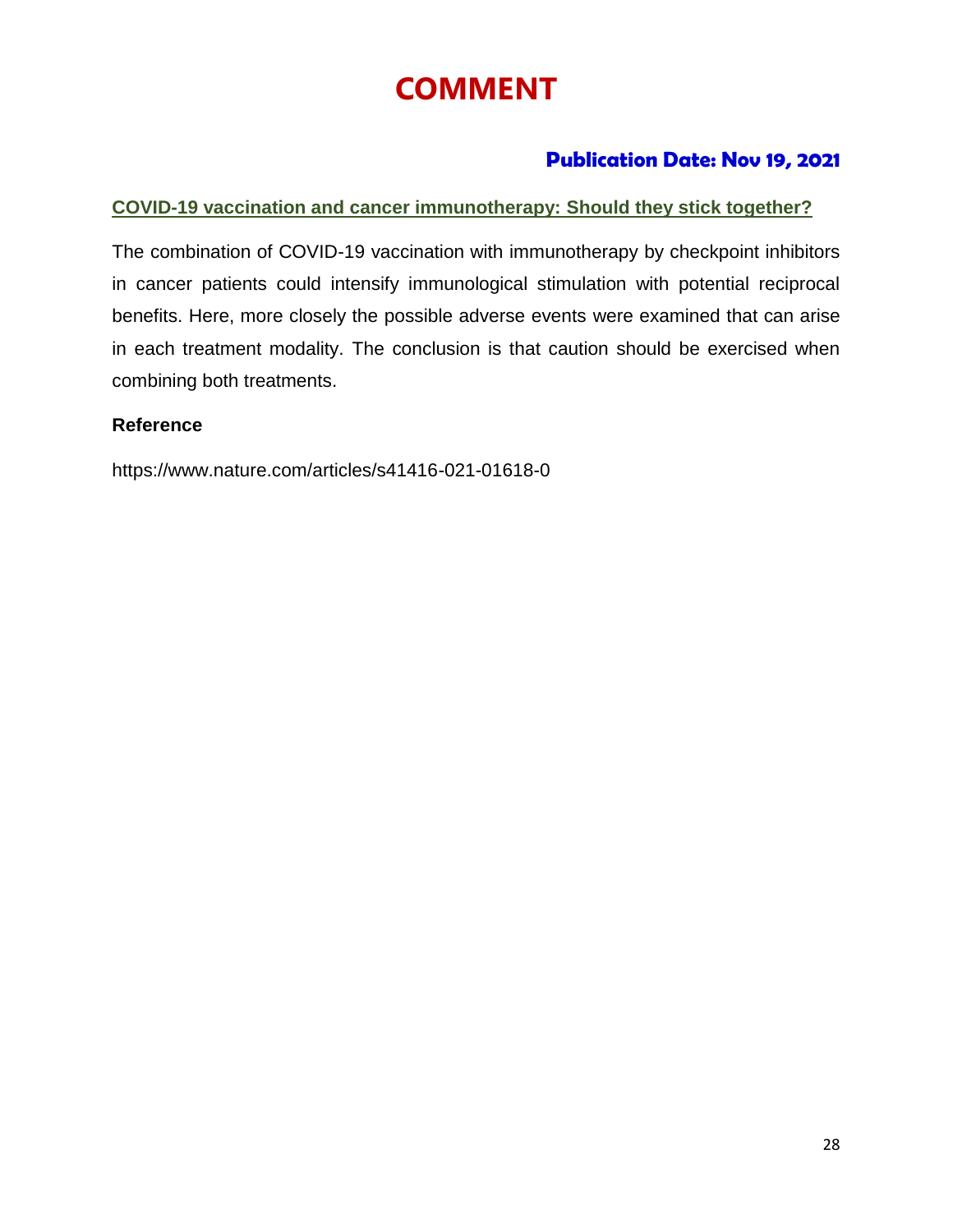# COMMENT

## Publication Date: Nov 19, 2021

### COVID-19 vaccination and cancer immunotherapy: Should they stick together?

The combination of COVID-19 vaccination with immunotherapy by checkpoint inhibitors in cancer patients could intensify immunological stimulation with potential reciprocal benefits. Here, more closely the possible adverse events were examined that can arise in each treatment modality. The conclusion is that caution should be exercised when combining both treatments.

**Reference**

https://www.nature.com/articles/s41416-021-01618-0